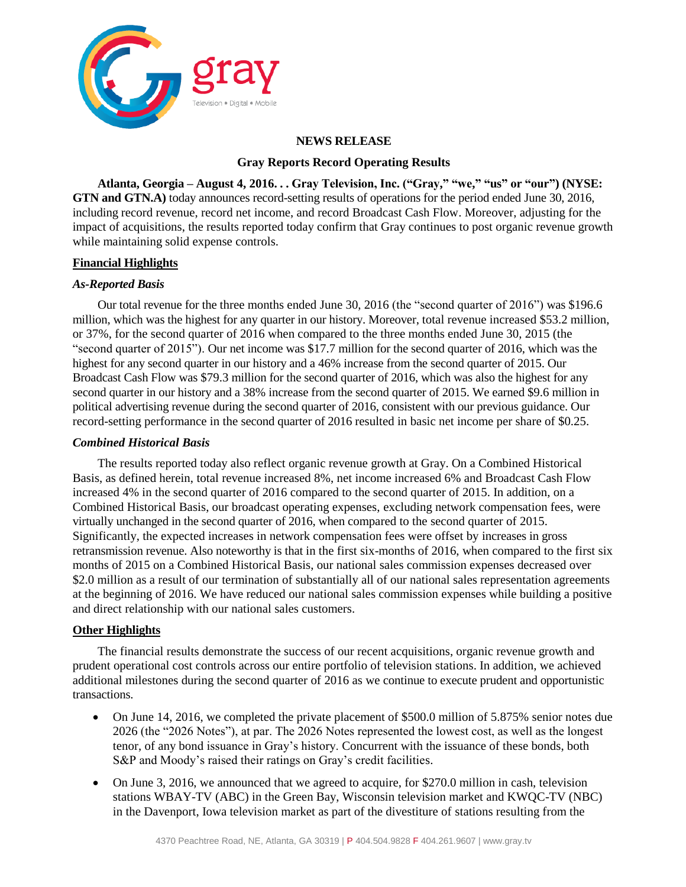**NEWS RELEASE**

**Gray Reports Record Operating Results**

**Atlanta, Georgia – August 4, 2016. . . Gray Television, Inc. ("Gray," "we," "us" or "our") (NYSE: GTN and GTN.A)** today announces record-setting results of operations for the period ended June 30, 2016, including record revenue, record net income, and record Broadcast Cash Flow. Moreover, adjusting for the impact of acquisitions, the results reported today confirm that Gray continues to post organic revenue growth while maintaining solid expense controls.

## Financial Highlights

### *As-Reported Basis*

Our total revenue for the three months ended June 30, 2016 (the "second quarter of 2016") was $196.6 million, which was the highest for any quarter in our history. Moreover, total revenue increased $53.2 million, or 37%, for the second quarter of 2016 when compared to the three months ended June 30, 2015 (the "second quarter of 2015"). Our net income was $17.7 million for the second quarter of 2016, which was the highest for any second quarter in our history and a 46% increase from the second quarter of 2015. Our Broadcast Cash Flow was $79.3 million for the second quarter of 2016, which was also the highest for any second quarter in our history and a 38% increase from the second quarter of 2015. We earned $9.6 million in political advertising revenue during the second quarter of 2016, consistent with our previous guidance. Our record-setting performance in the second quarter of 2016 resulted in basic net income per share of $0.25.

### *Combined Historical Basis*

The results reported today also reflect organic revenue growth at Gray. On a Combined Historical Basis, as defined herein, total revenue increased 8%, net income increased 6% and Broadcast Cash Flow increased 4% in the second quarter of 2016 compared to the second quarter of 2015. In addition, on a Combined Historical Basis, our broadcast operating expenses, excluding network compensation fees, were virtually unchanged in the second quarter of 2016, when compared to the second quarter of 2015. Significantly, the expected increases in network compensation fees were offset by increases in gross retransmission revenue. Also noteworthy is that in the first six-months of 2016, when compared to the first six months of 2015 on a Combined Historical Basis, our national sales commission expenses decreased over $2.0 million as a result of our termination of substantially all of our national sales representation agreements at the beginning of 2016. We have reduced our national sales commission expenses while building a positive and direct relationship with our national sales customers.

## Other Highlights

The financial results demonstrate the success of our recent acquisitions, organic revenue growth and prudent operational cost controls across our entire portfolio of television stations. In addition, we achieved additional milestones during the second quarter of 2016 as we continue to execute prudent and opportunistic transactions.

- On June 14, 2016, we completed the private placement of $500.0 million of 5.875% senior notes due 2026 (the "2026 Notes"), at par. The 2026 Notes represented the lowest cost, as well as the longest tenor, of any bond issuance in Gray's history. Concurrent with the issuance of these bonds, both S&P and Moody's raised their ratings on Gray's credit facilities.
- On June 3, 2016, we announced that we agreed to acquire, for $270.0 million in cash, television stations WBAY-TV (ABC) in the Green Bay, Wisconsin television market and KWQC-TV (NBC) in the Davenport, Iowa television market as part of the divestiture of stations resulting from the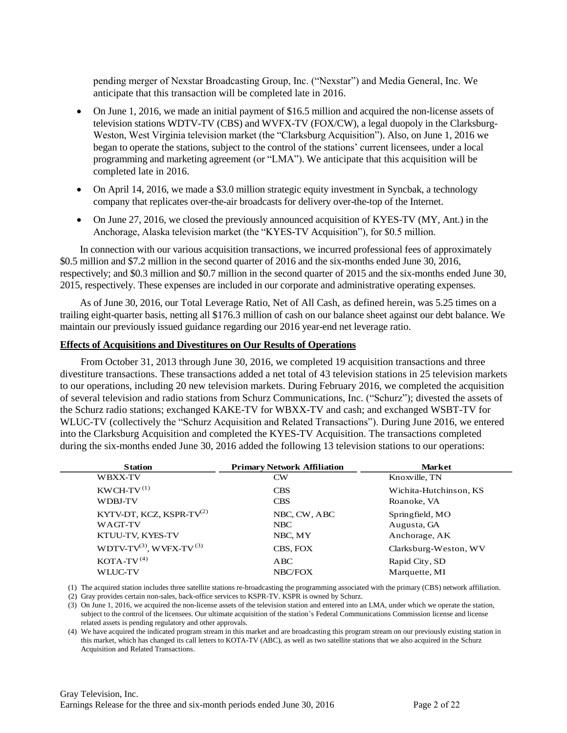pending merger of Nexstar Broadcasting Group, Inc. ("Nexstar") and Media General, Inc. We anticipate that this transaction will be completed late in 2016.

- On June 1, 2016, we made an initial payment of $16.5 million and acquired the non-license assets of television stations WDTV-TV (CBS) and WVFX-TV (FOX/CW), a legal duopoly in the Clarksburg-Weston, West Virginia television market (the "Clarksburg Acquisition"). Also, on June 1, 2016 we began to operate the stations, subject to the control of the stations' current licensees, under a local programming and marketing agreement (or "LMA"). We anticipate that this acquisition will be completed late in 2016.
- On April 14, 2016, we made a $3.0 million strategic equity investment in Syncbak, a technology company that replicates over-the-air broadcasts for delivery over-the-top of the Internet.
- On June 27, 2016, we closed the previously announced acquisition of KYES-TV (MY, Ant.) in the Anchorage, Alaska television market (the "KYES-TV Acquisition"), for $0.5 million.

In connection with our various acquisition transactions, we incurred professional fees of approximately $0.5 million and $7.2 million in the second quarter of 2016 and the six-months ended June 30, 2016, respectively; and $0.3 million and $0.7 million in the second quarter of 2015 and the six-months ended June 30, 2015, respectively. These expenses are included in our corporate and administrative operating expenses.

As of June 30, 2016, our Total Leverage Ratio, Net of All Cash, as defined herein, was 5.25 times on a trailing eight-quarter basis, netting all $176.3 million of cash on our balance sheet against our debt balance. We maintain our previously issued guidance regarding our 2016 year-end net leverage ratio.

**Effects of Acquisitions and Divestitures on Our Results of Operations**

From October 31, 2013 through June 30, 2016, we completed 19 acquisition transactions and three divestiture transactions. These transactions added a net total of 43 television stations in 25 television markets to our operations, including 20 new television markets. During February 2016, we completed the acquisition of several television and radio stations from Schurz Communications, Inc. ("Schurz"); divested the assets of the Schurz radio stations; exchanged KAKE-TV for WBXX-TV and cash; and exchanged WSBT-TV for WLUC-TV (collectively the "Schurz Acquisition and Related Transactions"). During June 2016, we entered into the Clarksburg Acquisition and completed the KYES-TV Acquisition. The transactions completed during the six-months ended June 30, 2016 added the following 13 television stations to our operations:

| Station | Primary Network Affiliation | Market |
|---|---|---|
| WBXX-TV | CW | Knoxville, TN |
| KWCH-TV (1) | CBS | Wichita-Hutchinson, KS |
| WDBJ-TV | CBS | Roanoke, VA |
| KYTV-DT, KCZ, KSPR-TV (2) | NBC, CW, ABC | Springfield, MO |
| WAGT-TV | NBC | Augusta, GA |
| KTUU-TV, KYES-TV | NBC, MY | Anchorage, AK |
| WDTV-TV (3), WVFX-TV (3) | CBS, FOX | Clarksburg-Weston, WV |
| KOTA-TV (4) | ABC | Rapid City, SD |
| WLUC-TV | NBC/FOX | Marquette, MI |

(1) The acquired station includes three satellite stations re-broadcasting the programming associated with the primary (CBS) network affiliation.

(2) Gray provides certain non-sales, back-office services to KSPR-TV. KSPR is owned by Schurz.

(3) On June 1, 2016, we acquired the non-license assets of the television station and entered into an LMA, under which we operate the station, subject to the control of the licensees. Our ultimate acquisition of the station's Federal Communications Commission license and license related assets is pending regulatory and other approvals.

(4) We have acquired the indicated program stream in this market and are broadcasting this program stream on our previously existing station in this market, which has changed its call letters to KOTA-TV (ABC), as well as two satellite stations that we also acquired in the Schurz Acquisition and Related Transactions.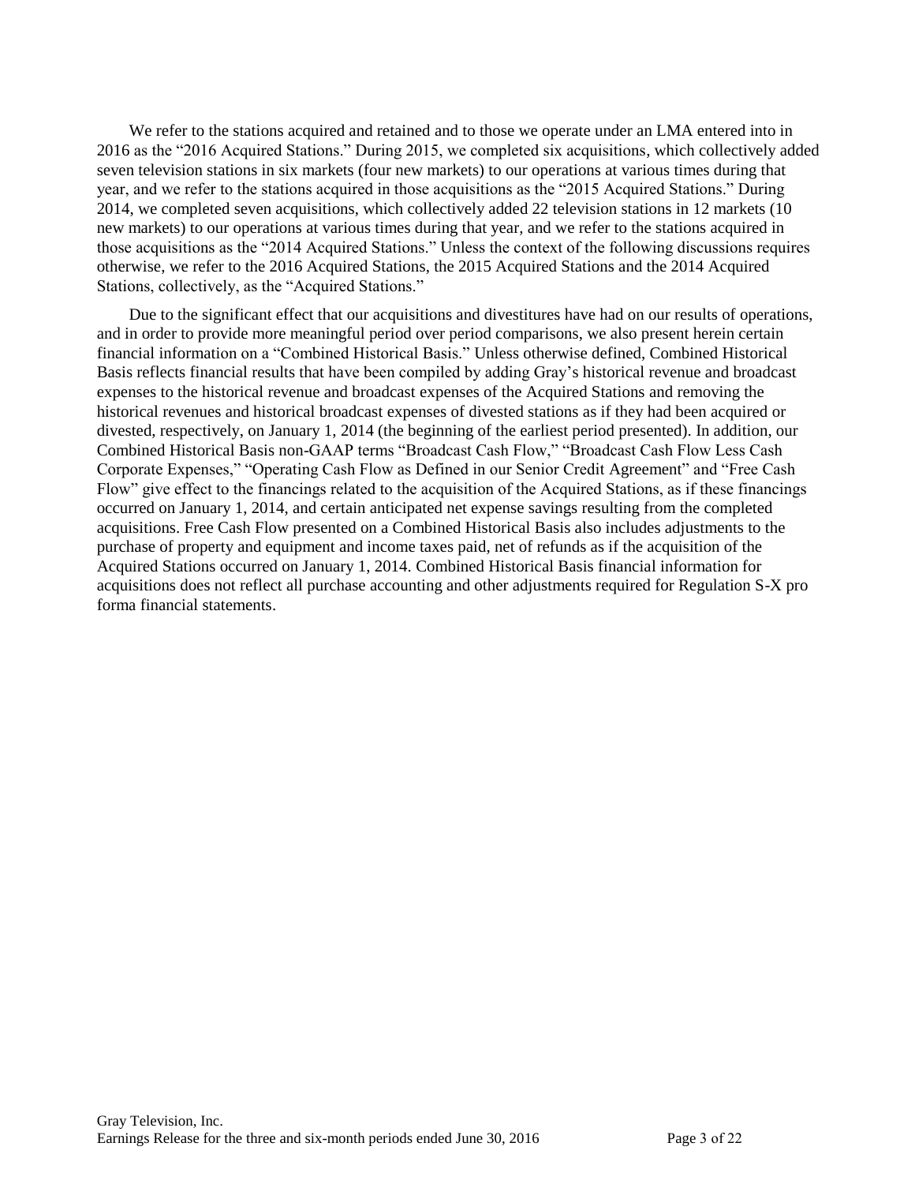We refer to the stations acquired and retained and to those we operate under an LMA entered into in 2016 as the "2016 Acquired Stations." During 2015, we completed six acquisitions, which collectively added seven television stations in six markets (four new markets) to our operations at various times during that year, and we refer to the stations acquired in those acquisitions as the "2015 Acquired Stations." During 2014, we completed seven acquisitions, which collectively added 22 television stations in 12 markets (10 new markets) to our operations at various times during that year, and we refer to the stations acquired in those acquisitions as the "2014 Acquired Stations." Unless the context of the following discussions requires otherwise, we refer to the 2016 Acquired Stations, the 2015 Acquired Stations and the 2014 Acquired Stations, collectively, as the "Acquired Stations."

Due to the significant effect that our acquisitions and divestitures have had on our results of operations, and in order to provide more meaningful period over period comparisons, we also present herein certain financial information on a "Combined Historical Basis." Unless otherwise defined, Combined Historical Basis reflects financial results that have been compiled by adding Gray's historical revenue and broadcast expenses to the historical revenue and broadcast expenses of the Acquired Stations and removing the historical revenues and historical broadcast expenses of divested stations as if they had been acquired or divested, respectively, on January 1, 2014 (the beginning of the earliest period presented). In addition, our Combined Historical Basis non-GAAP terms "Broadcast Cash Flow," "Broadcast Cash Flow Less Cash Corporate Expenses," "Operating Cash Flow as Defined in our Senior Credit Agreement" and "Free Cash Flow" give effect to the financings related to the acquisition of the Acquired Stations, as if these financings occurred on January 1, 2014, and certain anticipated net expense savings resulting from the completed acquisitions. Free Cash Flow presented on a Combined Historical Basis also includes adjustments to the purchase of property and equipment and income taxes paid, net of refunds as if the acquisition of the Acquired Stations occurred on January 1, 2014. Combined Historical Basis financial information for acquisitions does not reflect all purchase accounting and other adjustments required for Regulation S-X pro forma financial statements.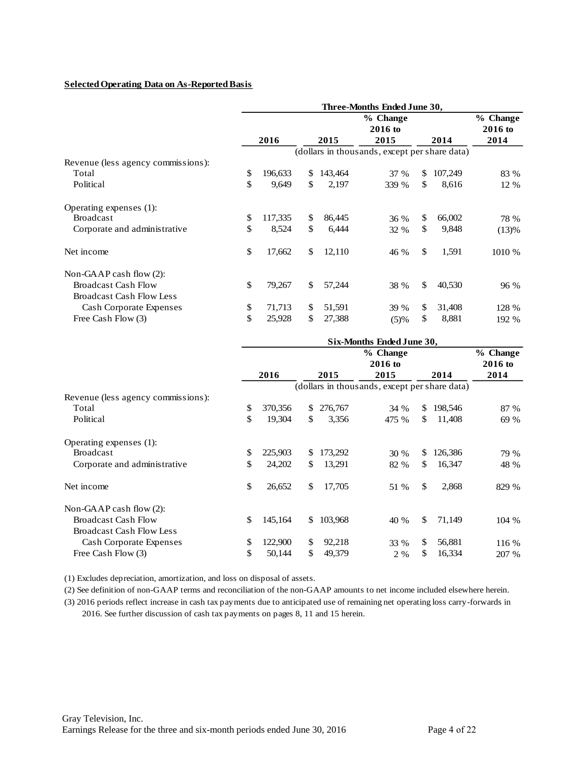**Selected Operating Data on As-Reported Basis**

| | Three-Months Ended June 30, | | | | |
|---|---|---|---|---|---|
| | 2016 | 2015 | % Change 2016 to 2015 | 2014 | % Change 2016 to 2014 |
| | (dollars in thousands, except per share data) | | | | |
| Revenue (less agency commissions): | | | | | |
| Total | $ 196,633 | $ 143,464 | 37 % | $ 107,249 | 83 % |
| Political | $ 9,649 | $ 2,197 | 339 % | $ 8,616 | 12 % |
| Operating expenses (1): | | | | | |
| Broadcast | $ 117,335 | $ 86,445 | 36 % | $ 66,002 | 78 % |
| Corporate and administrative | $ 8,524 | $ 6,444 | 32 % | $ 9,848 | (13)% |
| Net income | $ 17,662 | $ 12,110 | 46 % | $ 1,591 | 1010 % |
| Non-GAAP cash flow (2): | | | | | |
| Broadcast Cash Flow | $ 79,267 | $ 57,244 | 38 % | $ 40,530 | 96 % |
| Broadcast Cash Flow Less Cash Corporate Expenses | $ 71,713 | $ 51,591 | 39 % | $ 31,408 | 128 % |
| Free Cash Flow (3) | $ 25,928 | $ 27,388 | (5)% | $ 8,881 | 192 % |

| | Six-Months Ended June 30, | | | | |
|---|---|---|---|---|---|
| | 2016 | 2015 | % Change 2016 to 2015 | 2014 | % Change 2016 to 2014 |
| | (dollars in thousands, except per share data) | | | | |
| Revenue (less agency commissions): | | | | | |
| Total | $ 370,356 | $ 276,767 | 34 % | $ 198,546 | 87 % |
| Political | $ 19,304 | $ 3,356 | 475 % | $ 11,408 | 69 % |
| Operating expenses (1): | | | | | |
| Broadcast | $ 225,903 | $ 173,292 | 30 % | $ 126,386 | 79 % |
| Corporate and administrative | $ 24,202 | $ 13,291 | 82 % | $ 16,347 | 48 % |
| Net income | $ 26,652 | $ 17,705 | 51 % | $ 2,868 | 829 % |
| Non-GAAP cash flow (2): | | | | | |
| Broadcast Cash Flow | $ 145,164 | $ 103,968 | 40 % | $ 71,149 | 104 % |
| Broadcast Cash Flow Less Cash Corporate Expenses | $ 122,900 | $ 92,218 | 33 % | $ 56,881 | 116 % |
| Free Cash Flow (3) | $ 50,144 | $ 49,379 | 2 % | $ 16,334 | 207 % |

(1) Excludes depreciation, amortization, and loss on disposal of assets.

(2) See definition of non-GAAP terms and reconciliation of the non-GAAP amounts to net income included elsewhere herein.

(3) 2016 periods reflect increase in cash tax payments due to anticipated use of remaining net operating loss carry-forwards in 2016. See further discussion of cash tax payments on pages 8, 11 and 15 herein.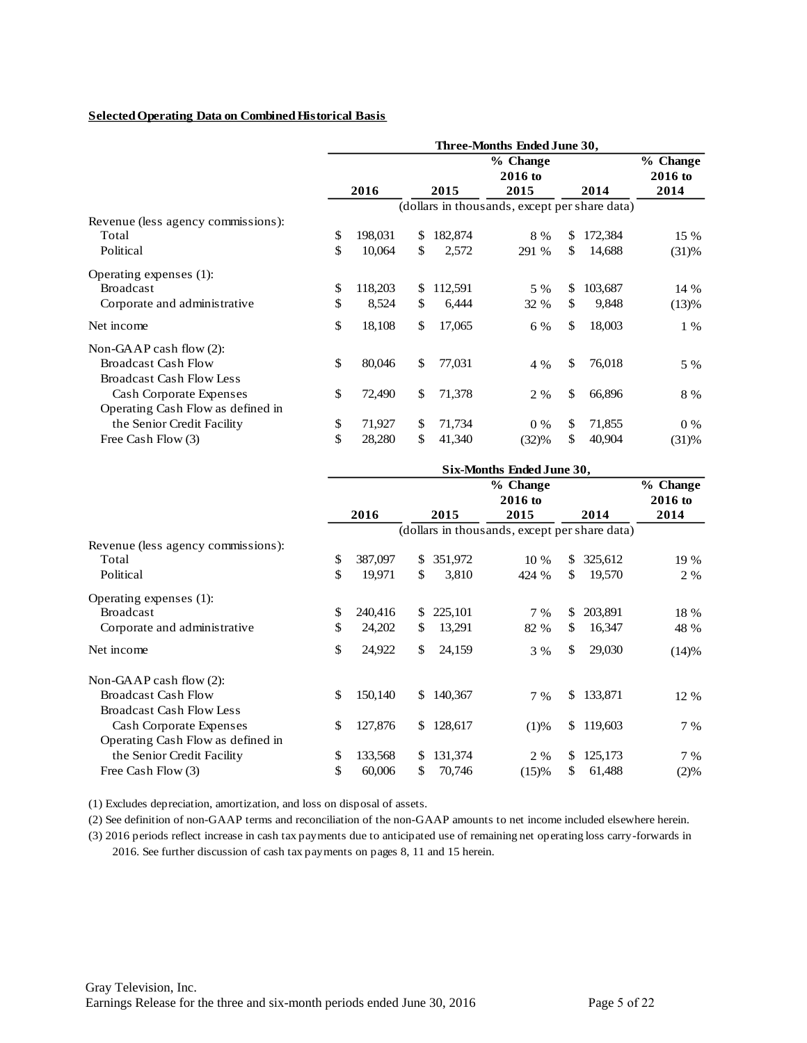**Selected Operating Data on Combined Historical Basis**

| | Three-Months Ended June 30, | | | | |
|---|---|---|---|---|---|
| | 2016 | 2015 | % Change 2016 to 2015 | 2014 | % Change 2016 to 2014 |
| | (dollars in thousands, except per share data) | | | | |
| Revenue (less agency commissions): | | | | | |
| Total | $ 198,031 | $ 182,874 | 8 % | $ 172,384 | 15 % |
| Political | $ 10,064 | $ 2,572 | 291 % | $ 14,688 | (31)% |
| Operating expenses (1): | | | | | |
| Broadcast | $ 118,203 | $ 112,591 | 5 % | $ 103,687 | 14 % |
| Corporate and administrative | $ 8,524 | $ 6,444 | 32 % | $ 9,848 | (13)% |
| Net income | $ 18,108 | $ 17,065 | 6 % | $ 18,003 | 1 % |
| Non-GAAP cash flow (2): | | | | | |
| Broadcast Cash Flow | $ 80,046 | $ 77,031 | 4 % | $ 76,018 | 5 % |
| Broadcast Cash Flow Less Cash Corporate Expenses | $ 72,490 | $ 71,378 | 2 % | $ 66,896 | 8 % |
| Operating Cash Flow as defined in the Senior Credit Facility | $ 71,927 | $ 71,734 | 0 % | $ 71,855 | 0 % |
| Free Cash Flow (3) | $ 28,280 | $ 41,340 | (32)% | $ 40,904 | (31)% |

| | Six-Months Ended June 30, | | | | |
|---|---|---|---|---|---|
| | 2016 | 2015 | % Change 2016 to 2015 | 2014 | % Change 2016 to 2014 |
| | (dollars in thousands, except per share data) | | | | |
| Revenue (less agency commissions): | | | | | |
| Total | $ 387,097 | $ 351,972 | 10 % | $ 325,612 | 19 % |
| Political | $ 19,971 | $ 3,810 | 424 % | $ 19,570 | 2 % |
| Operating expenses (1): | | | | | |
| Broadcast | $ 240,416 | $ 225,101 | 7 % | $ 203,891 | 18 % |
| Corporate and administrative | $ 24,202 | $ 13,291 | 82 % | $ 16,347 | 48 % |
| Net income | $ 24,922 | $ 24,159 | 3 % | $ 29,030 | (14)% |
| Non-GAAP cash flow (2): | | | | | |
| Broadcast Cash Flow | $ 150,140 | $ 140,367 | 7 % | $ 133,871 | 12 % |
| Broadcast Cash Flow Less Cash Corporate Expenses | $ 127,876 | $ 128,617 | (1)% | $ 119,603 | 7 % |
| Operating Cash Flow as defined in the Senior Credit Facility | $ 133,568 | $ 131,374 | 2 % | $ 125,173 | 7 % |
| Free Cash Flow (3) | $ 60,006 | $ 70,746 | (15)% | $ 61,488 | (2)% |

(1) Excludes depreciation, amortization, and loss on disposal of assets.

(2) See definition of non-GAAP terms and reconciliation of the non-GAAP amounts to net income included elsewhere herein.

(3) 2016 periods reflect increase in cash tax payments due to anticipated use of remaining net operating loss carry-forwards in 2016. See further discussion of cash tax payments on pages 8, 11 and 15 herein.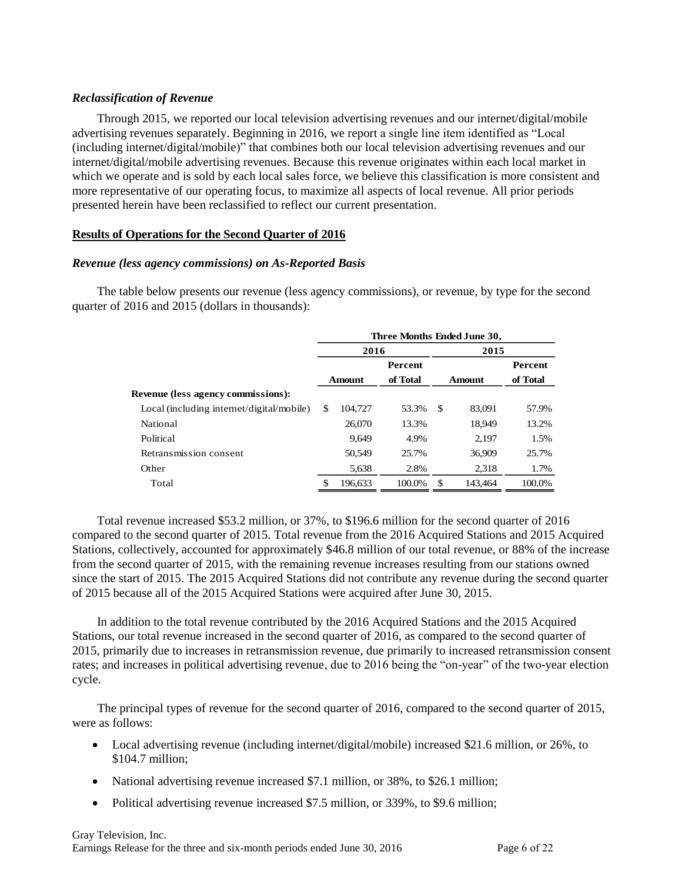### *Reclassification of Revenue*

Through 2015, we reported our local television advertising revenues and our internet/digital/mobile advertising revenues separately. Beginning in 2016, we report a single line item identified as "Local (including internet/digital/mobile)" that combines both our local television advertising revenues and our internet/digital/mobile advertising revenues. Because this revenue originates within each local market in which we operate and is sold by each local sales force, we believe this classification is more consistent and more representative of our operating focus, to maximize all aspects of local revenue. All prior periods presented herein have been reclassified to reflect our current presentation.

## Results of Operations for the Second Quarter of 2016

### *Revenue (less agency commissions) on As-Reported Basis*

The table below presents our revenue (less agency commissions), or revenue, by type for the second quarter of 2016 and 2015 (dollars in thousands):

| | Three Months Ended June 30, | | | |
|---|---|---|---|---|
| | 2016 | | 2015 | |
| | Amount | Percent of Total | Amount | Percent of Total |
| **Revenue (less agency commissions):** | | | | |
| Local (including internet/digital/mobile) | $ 104,727 | 53.3% | $ 83,091 | 57.9% |
| National | 26,070 | 13.3% | 18,949 | 13.2% |
| Political | 9,649 | 4.9% | 2,197 | 1.5% |
| Retransmission consent | 50,549 | 25.7% | 36,909 | 25.7% |
| Other | 5,638 | 2.8% | 2,318 | 1.7% |
| Total | $ 196,633 | 100.0% | $ 143,464 | 100.0% |

Total revenue increased $53.2 million, or 37%, to $196.6 million for the second quarter of 2016 compared to the second quarter of 2015. Total revenue from the 2016 Acquired Stations and 2015 Acquired Stations, collectively, accounted for approximately $46.8 million of our total revenue, or 88% of the increase from the second quarter of 2015, with the remaining revenue increases resulting from our stations owned since the start of 2015. The 2015 Acquired Stations did not contribute any revenue during the second quarter of 2015 because all of the 2015 Acquired Stations were acquired after June 30, 2015.

In addition to the total revenue contributed by the 2016 Acquired Stations and the 2015 Acquired Stations, our total revenue increased in the second quarter of 2016, as compared to the second quarter of 2015, primarily due to increases in retransmission revenue, due primarily to increased retransmission consent rates; and increases in political advertising revenue, due to 2016 being the "on-year" of the two-year election cycle.

The principal types of revenue for the second quarter of 2016, compared to the second quarter of 2015, were as follows:

- Local advertising revenue (including internet/digital/mobile) increased $21.6 million, or 26%, to $104.7 million;
- National advertising revenue increased $7.1 million, or 38%, to $26.1 million;
- Political advertising revenue increased $7.5 million, or 339%, to $9.6 million;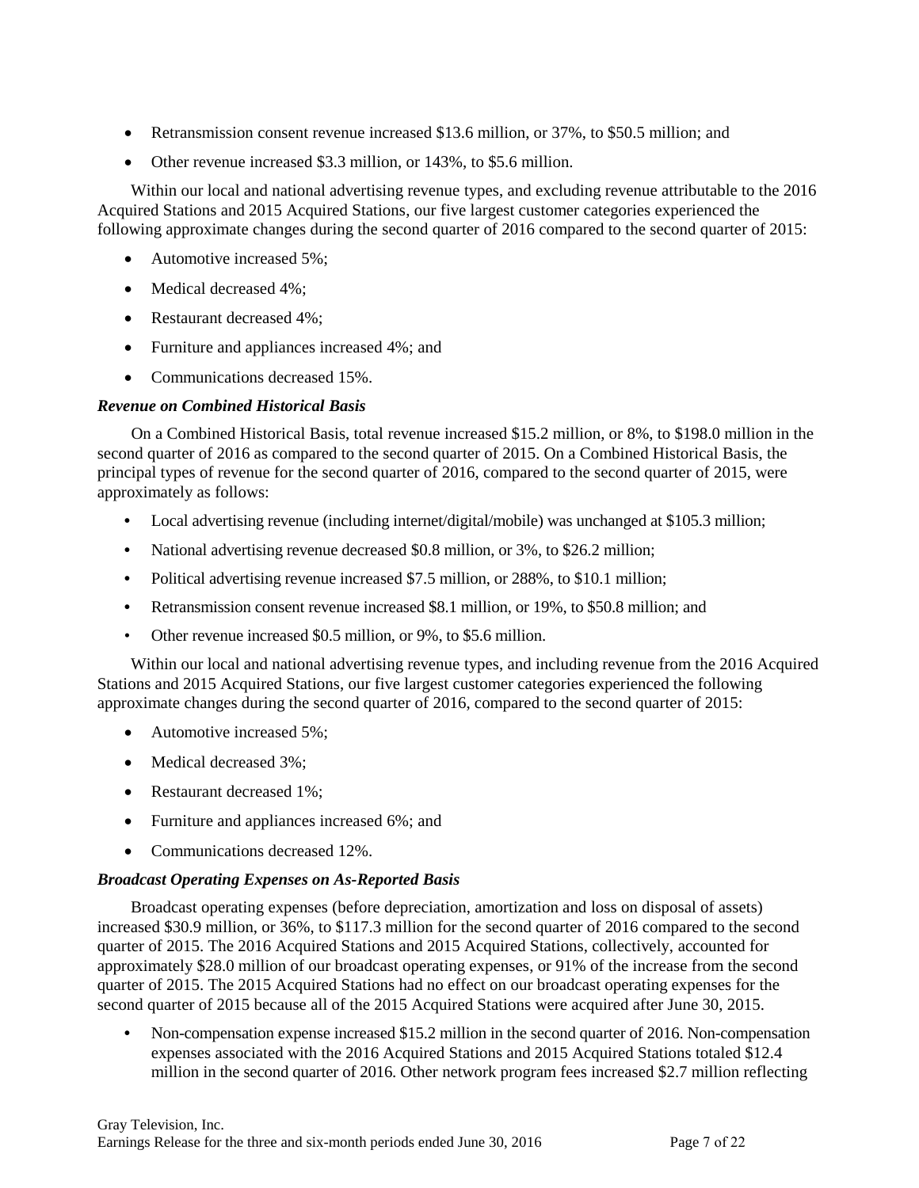- Retransmission consent revenue increased $13.6 million, or 37%, to $50.5 million; and
- Other revenue increased $3.3 million, or 143%, to $5.6 million.

Within our local and national advertising revenue types, and excluding revenue attributable to the 2016 Acquired Stations and 2015 Acquired Stations, our five largest customer categories experienced the following approximate changes during the second quarter of 2016 compared to the second quarter of 2015:

- Automotive increased 5%;
- Medical decreased 4%;
- Restaurant decreased 4%;
- Furniture and appliances increased 4%; and
- Communications decreased 15%.

***Revenue on Combined Historical Basis***

On a Combined Historical Basis, total revenue increased $15.2 million, or 8%, to $198.0 million in the second quarter of 2016 as compared to the second quarter of 2015. On a Combined Historical Basis, the principal types of revenue for the second quarter of 2016, compared to the second quarter of 2015, were approximately as follows:

- Local advertising revenue (including internet/digital/mobile) was unchanged at $105.3 million;
- National advertising revenue decreased $0.8 million, or 3%, to $26.2 million;
- Political advertising revenue increased $7.5 million, or 288%, to $10.1 million;
- Retransmission consent revenue increased $8.1 million, or 19%, to $50.8 million; and
- Other revenue increased $0.5 million, or 9%, to $5.6 million.

Within our local and national advertising revenue types, and including revenue from the 2016 Acquired Stations and 2015 Acquired Stations, our five largest customer categories experienced the following approximate changes during the second quarter of 2016, compared to the second quarter of 2015:

- Automotive increased 5%;
- Medical decreased 3%;
- Restaurant decreased 1%;
- Furniture and appliances increased 6%; and
- Communications decreased 12%.

***Broadcast Operating Expenses on As-Reported Basis***

Broadcast operating expenses (before depreciation, amortization and loss on disposal of assets) increased $30.9 million, or 36%, to $117.3 million for the second quarter of 2016 compared to the second quarter of 2015. The 2016 Acquired Stations and 2015 Acquired Stations, collectively, accounted for approximately $28.0 million of our broadcast operating expenses, or 91% of the increase from the second quarter of 2015. The 2015 Acquired Stations had no effect on our broadcast operating expenses for the second quarter of 2015 because all of the 2015 Acquired Stations were acquired after June 30, 2015.

- Non-compensation expense increased $15.2 million in the second quarter of 2016. Non-compensation expenses associated with the 2016 Acquired Stations and 2015 Acquired Stations totaled $12.4 million in the second quarter of 2016. Other network program fees increased $2.7 million reflecting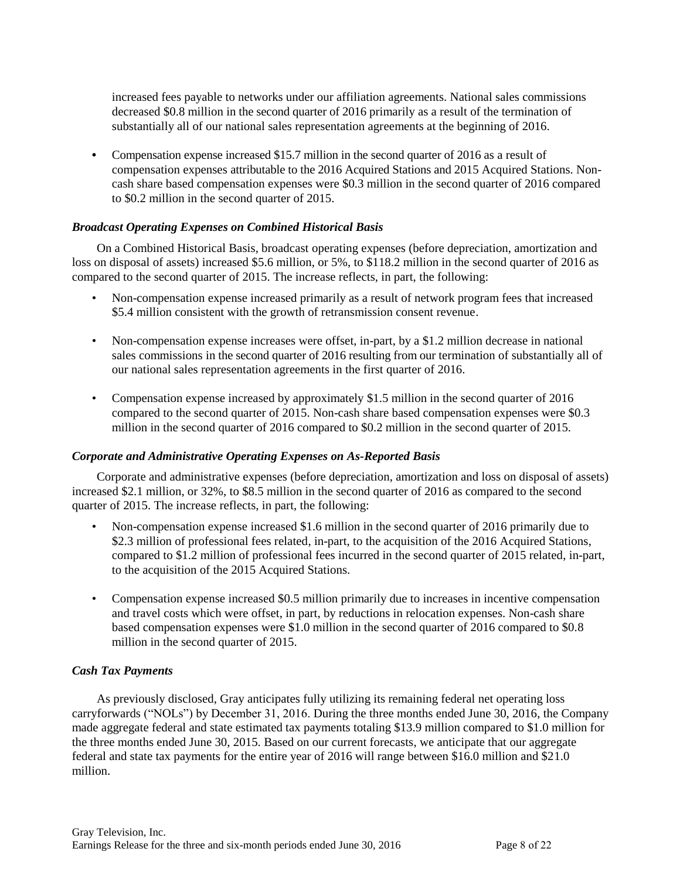increased fees payable to networks under our affiliation agreements. National sales commissions decreased $0.8 million in the second quarter of 2016 primarily as a result of the termination of substantially all of our national sales representation agreements at the beginning of 2016.

- Compensation expense increased $15.7 million in the second quarter of 2016 as a result of compensation expenses attributable to the 2016 Acquired Stations and 2015 Acquired Stations. Non-cash share based compensation expenses were $0.3 million in the second quarter of 2016 compared to $0.2 million in the second quarter of 2015.

### *Broadcast Operating Expenses on Combined Historical Basis*

On a Combined Historical Basis, broadcast operating expenses (before depreciation, amortization and loss on disposal of assets) increased $5.6 million, or 5%, to $118.2 million in the second quarter of 2016 as compared to the second quarter of 2015. The increase reflects, in part, the following:

- Non-compensation expense increased primarily as a result of network program fees that increased $5.4 million consistent with the growth of retransmission consent revenue.
- Non-compensation expense increases were offset, in-part, by a $1.2 million decrease in national sales commissions in the second quarter of 2016 resulting from our termination of substantially all of our national sales representation agreements in the first quarter of 2016.
- Compensation expense increased by approximately $1.5 million in the second quarter of 2016 compared to the second quarter of 2015. Non-cash share based compensation expenses were $0.3 million in the second quarter of 2016 compared to $0.2 million in the second quarter of 2015.

### *Corporate and Administrative Operating Expenses on As-Reported Basis*

Corporate and administrative expenses (before depreciation, amortization and loss on disposal of assets) increased $2.1 million, or 32%, to $8.5 million in the second quarter of 2016 as compared to the second quarter of 2015. The increase reflects, in part, the following:

- Non-compensation expense increased $1.6 million in the second quarter of 2016 primarily due to $2.3 million of professional fees related, in-part, to the acquisition of the 2016 Acquired Stations, compared to $1.2 million of professional fees incurred in the second quarter of 2015 related, in-part, to the acquisition of the 2015 Acquired Stations.
- Compensation expense increased $0.5 million primarily due to increases in incentive compensation and travel costs which were offset, in part, by reductions in relocation expenses. Non-cash share based compensation expenses were $1.0 million in the second quarter of 2016 compared to $0.8 million in the second quarter of 2015.

### *Cash Tax Payments*

As previously disclosed, Gray anticipates fully utilizing its remaining federal net operating loss carryforwards ("NOLs") by December 31, 2016. During the three months ended June 30, 2016, the Company made aggregate federal and state estimated tax payments totaling $13.9 million compared to $1.0 million for the three months ended June 30, 2015. Based on our current forecasts, we anticipate that our aggregate federal and state tax payments for the entire year of 2016 will range between $16.0 million and $21.0 million.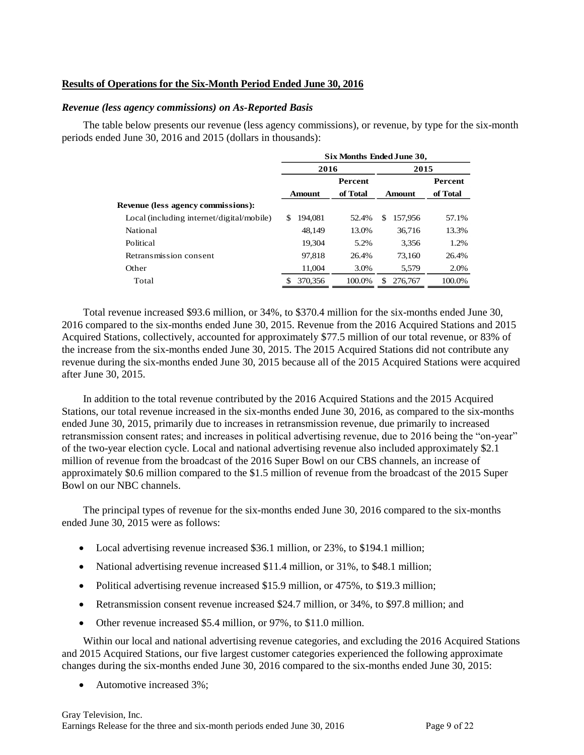## Results of Operations for the Six-Month Period Ended June 30, 2016

### *Revenue (less agency commissions) on As-Reported Basis*

The table below presents our revenue (less agency commissions), or revenue, by type for the six-month periods ended June 30, 2016 and 2015 (dollars in thousands):

| | Six Months Ended June 30, | | | |
|---|---|---|---|---|
| | 2016 | | 2015 | |
| | Amount | Percent of Total | Amount | Percent of Total |
| **Revenue (less agency commissions):** | | | | |
| Local (including internet/digital/mobile) | $ 194,081 | 52.4% | $ 157,956 | 57.1% |
| National | 48,149 | 13.0% | 36,716 | 13.3% |
| Political | 19,304 | 5.2% | 3,356 | 1.2% |
| Retransmission consent | 97,818 | 26.4% | 73,160 | 26.4% |
| Other | 11,004 | 3.0% | 5,579 | 2.0% |
| Total | $ 370,356 | 100.0% | $ 276,767 | 100.0% |

Total revenue increased $93.6 million, or 34%, to $370.4 million for the six-months ended June 30, 2016 compared to the six-months ended June 30, 2015. Revenue from the 2016 Acquired Stations and 2015 Acquired Stations, collectively, accounted for approximately $77.5 million of our total revenue, or 83% of the increase from the six-months ended June 30, 2015. The 2015 Acquired Stations did not contribute any revenue during the six-months ended June 30, 2015 because all of the 2015 Acquired Stations were acquired after June 30, 2015.

In addition to the total revenue contributed by the 2016 Acquired Stations and the 2015 Acquired Stations, our total revenue increased in the six-months ended June 30, 2016, as compared to the six-months ended June 30, 2015, primarily due to increases in retransmission revenue, due primarily to increased retransmission consent rates; and increases in political advertising revenue, due to 2016 being the "on-year" of the two-year election cycle. Local and national advertising revenue also included approximately $2.1 million of revenue from the broadcast of the 2016 Super Bowl on our CBS channels, an increase of approximately $0.6 million compared to the $1.5 million of revenue from the broadcast of the 2015 Super Bowl on our NBC channels.

The principal types of revenue for the six-months ended June 30, 2016 compared to the six-months ended June 30, 2015 were as follows:

- Local advertising revenue increased $36.1 million, or 23%, to $194.1 million;
- National advertising revenue increased $11.4 million, or 31%, to $48.1 million;
- Political advertising revenue increased $15.9 million, or 475%, to $19.3 million;
- Retransmission consent revenue increased $24.7 million, or 34%, to $97.8 million; and
- Other revenue increased $5.4 million, or 97%, to $11.0 million.

Within our local and national advertising revenue categories, and excluding the 2016 Acquired Stations and 2015 Acquired Stations, our five largest customer categories experienced the following approximate changes during the six-months ended June 30, 2016 compared to the six-months ended June 30, 2015:

- Automotive increased 3%;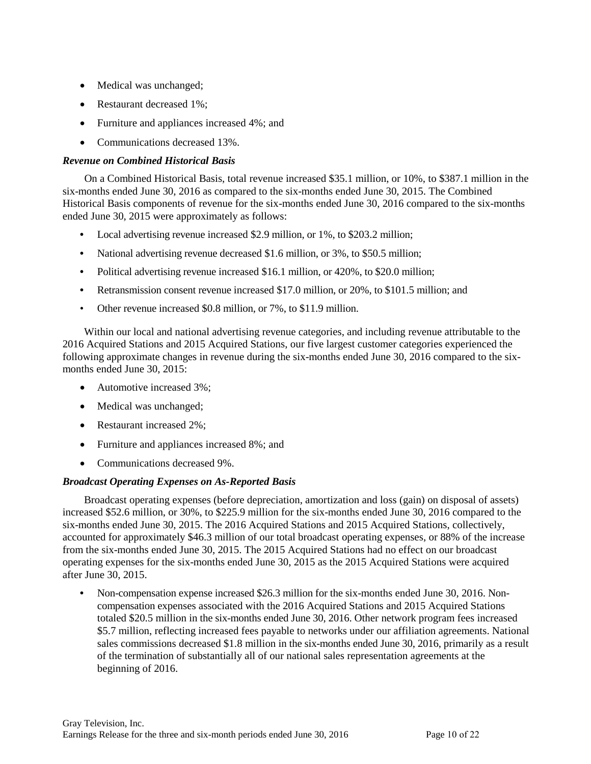- Medical was unchanged;
- Restaurant decreased 1%;
- Furniture and appliances increased 4%; and
- Communications decreased 13%.

***Revenue on Combined Historical Basis***

On a Combined Historical Basis, total revenue increased $35.1 million, or 10%, to $387.1 million in the six-months ended June 30, 2016 as compared to the six-months ended June 30, 2015. The Combined Historical Basis components of revenue for the six-months ended June 30, 2016 compared to the six-months ended June 30, 2015 were approximately as follows:

- Local advertising revenue increased $2.9 million, or 1%, to $203.2 million;
- National advertising revenue decreased $1.6 million, or 3%, to $50.5 million;
- Political advertising revenue increased $16.1 million, or 420%, to $20.0 million;
- Retransmission consent revenue increased $17.0 million, or 20%, to $101.5 million; and
- Other revenue increased $0.8 million, or 7%, to $11.9 million.

Within our local and national advertising revenue categories, and including revenue attributable to the 2016 Acquired Stations and 2015 Acquired Stations, our five largest customer categories experienced the following approximate changes in revenue during the six-months ended June 30, 2016 compared to the six-months ended June 30, 2015:

- Automotive increased 3%;
- Medical was unchanged;
- Restaurant increased 2%;
- Furniture and appliances increased 8%; and
- Communications decreased 9%.

***Broadcast Operating Expenses on As-Reported Basis***

Broadcast operating expenses (before depreciation, amortization and loss (gain) on disposal of assets) increased $52.6 million, or 30%, to $225.9 million for the six-months ended June 30, 2016 compared to the six-months ended June 30, 2015. The 2016 Acquired Stations and 2015 Acquired Stations, collectively, accounted for approximately $46.3 million of our total broadcast operating expenses, or 88% of the increase from the six-months ended June 30, 2015. The 2015 Acquired Stations had no effect on our broadcast operating expenses for the six-months ended June 30, 2015 as the 2015 Acquired Stations were acquired after June 30, 2015.

- Non-compensation expense increased $26.3 million for the six-months ended June 30, 2016. Non-compensation expenses associated with the 2016 Acquired Stations and 2015 Acquired Stations totaled $20.5 million in the six-months ended June 30, 2016. Other network program fees increased $5.7 million, reflecting increased fees payable to networks under our affiliation agreements. National sales commissions decreased $1.8 million in the six-months ended June 30, 2016, primarily as a result of the termination of substantially all of our national sales representation agreements at the beginning of 2016.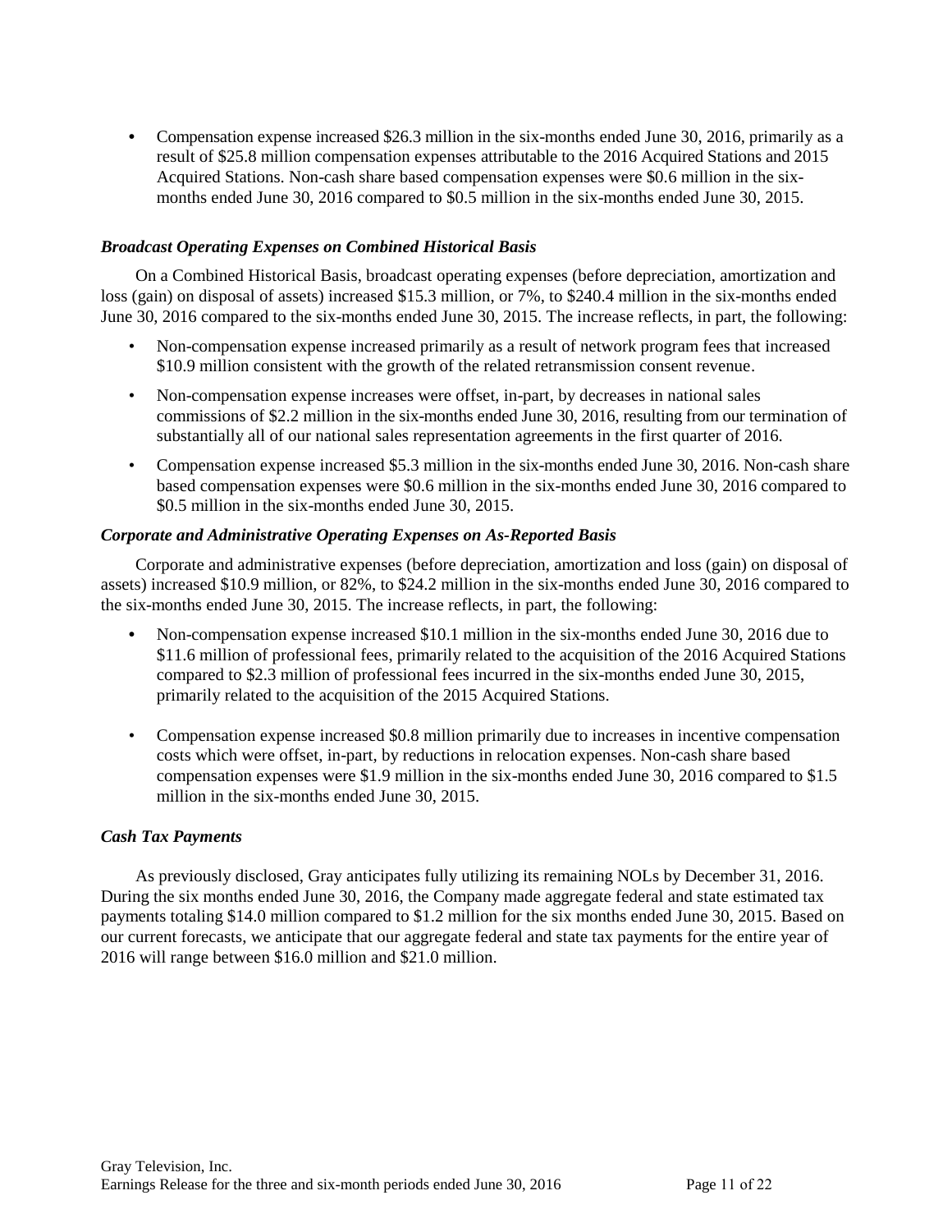- Compensation expense increased $26.3 million in the six-months ended June 30, 2016, primarily as a result of $25.8 million compensation expenses attributable to the 2016 Acquired Stations and 2015 Acquired Stations. Non-cash share based compensation expenses were $0.6 million in the six-months ended June 30, 2016 compared to $0.5 million in the six-months ended June 30, 2015.

***Broadcast Operating Expenses on Combined Historical Basis***

On a Combined Historical Basis, broadcast operating expenses (before depreciation, amortization and loss (gain) on disposal of assets) increased $15.3 million, or 7%, to $240.4 million in the six-months ended June 30, 2016 compared to the six-months ended June 30, 2015. The increase reflects, in part, the following:

- Non-compensation expense increased primarily as a result of network program fees that increased $10.9 million consistent with the growth of the related retransmission consent revenue.
- Non-compensation expense increases were offset, in-part, by decreases in national sales commissions of $2.2 million in the six-months ended June 30, 2016, resulting from our termination of substantially all of our national sales representation agreements in the first quarter of 2016.
- Compensation expense increased $5.3 million in the six-months ended June 30, 2016. Non-cash share based compensation expenses were $0.6 million in the six-months ended June 30, 2016 compared to $0.5 million in the six-months ended June 30, 2015.

***Corporate and Administrative Operating Expenses on As-Reported Basis***

Corporate and administrative expenses (before depreciation, amortization and loss (gain) on disposal of assets) increased $10.9 million, or 82%, to $24.2 million in the six-months ended June 30, 2016 compared to the six-months ended June 30, 2015. The increase reflects, in part, the following:

- Non-compensation expense increased $10.1 million in the six-months ended June 30, 2016 due to $11.6 million of professional fees, primarily related to the acquisition of the 2016 Acquired Stations compared to $2.3 million of professional fees incurred in the six-months ended June 30, 2015, primarily related to the acquisition of the 2015 Acquired Stations.
- Compensation expense increased $0.8 million primarily due to increases in incentive compensation costs which were offset, in-part, by reductions in relocation expenses. Non-cash share based compensation expenses were $1.9 million in the six-months ended June 30, 2016 compared to $1.5 million in the six-months ended June 30, 2015.

***Cash Tax Payments***

As previously disclosed, Gray anticipates fully utilizing its remaining NOLs by December 31, 2016. During the six months ended June 30, 2016, the Company made aggregate federal and state estimated tax payments totaling $14.0 million compared to $1.2 million for the six months ended June 30, 2015. Based on our current forecasts, we anticipate that our aggregate federal and state tax payments for the entire year of 2016 will range between $16.0 million and $21.0 million.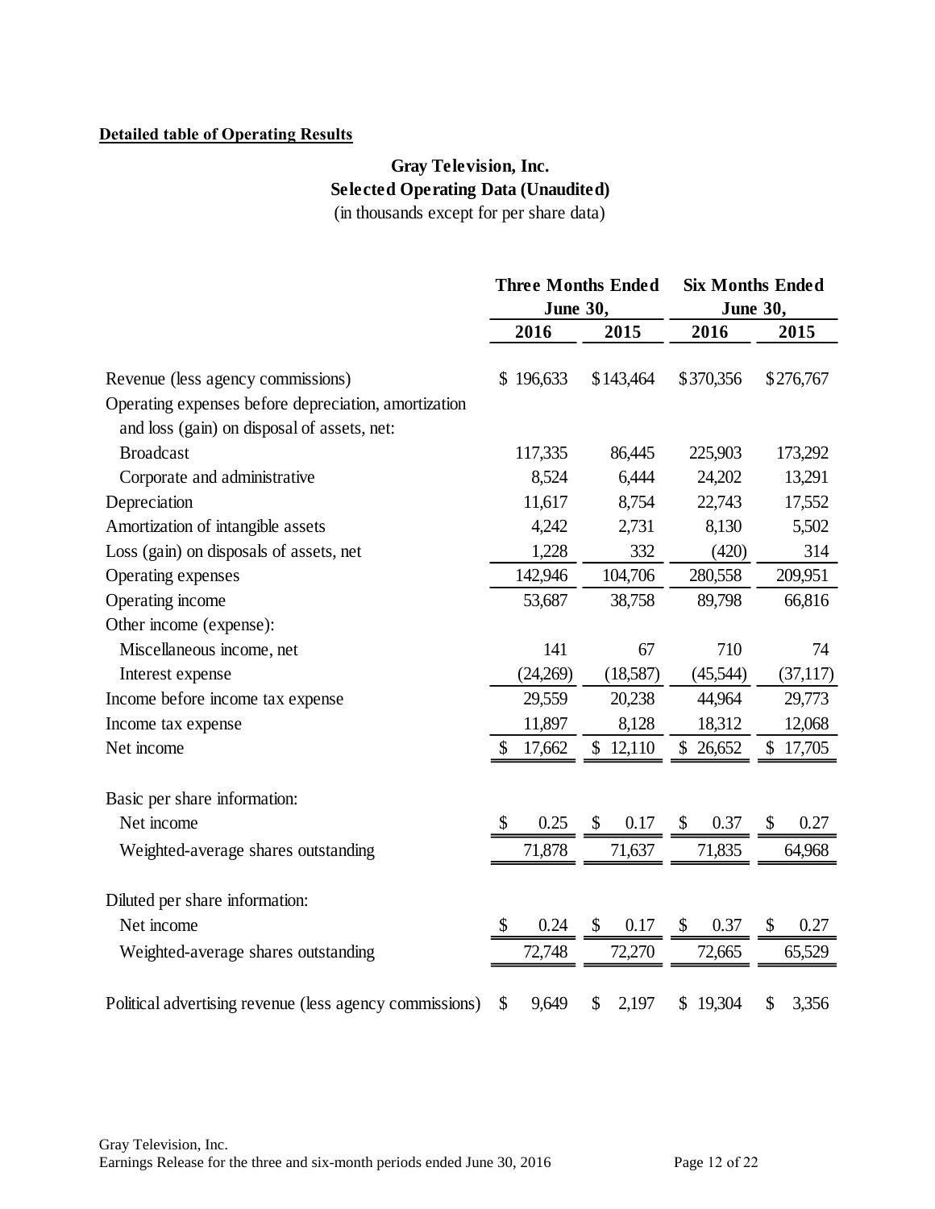**Detailed table of Operating Results**

**Gray Television, Inc.**
**Selected Operating Data (Unaudited)**
(in thousands except for per share data)

| | Three Months Ended June 30, | | Six Months Ended June 30, | |
|---|---|---|---|---|
| | 2016 | 2015 | 2016 | 2015 |
| Revenue (less agency commissions) | $ 196,633 | $143,464 | $370,356 | $276,767 |
| Operating expenses before depreciation, amortization and loss (gain) on disposal of assets, net: | | | | |
| Broadcast | 117,335 | 86,445 | 225,903 | 173,292 |
| Corporate and administrative | 8,524 | 6,444 | 24,202 | 13,291 |
| Depreciation | 11,617 | 8,754 | 22,743 | 17,552 |
| Amortization of intangible assets | 4,242 | 2,731 | 8,130 | 5,502 |
| Loss (gain) on disposals of assets, net | 1,228 | 332 | (420) | 314 |
| Operating expenses | 142,946 | 104,706 | 280,558 | 209,951 |
| Operating income | 53,687 | 38,758 | 89,798 | 66,816 |
| Other income (expense): | | | | |
| Miscellaneous income, net | 141 | 67 | 710 | 74 |
| Interest expense | (24,269) | (18,587) | (45,544) | (37,117) |
| Income before income tax expense | 29,559 | 20,238 | 44,964 | 29,773 |
| Income tax expense | 11,897 | 8,128 | 18,312 | 12,068 |
| Net income | $ 17,662 | $ 12,110 | $ 26,652 | $ 17,705 |
| Basic per share information: | | | | |
| Net income | $ 0.25 | $ 0.17 | $ 0.37 | $ 0.27 |
| Weighted-average shares outstanding | 71,878 | 71,637 | 71,835 | 64,968 |
| Diluted per share information: | | | | |
| Net income | $ 0.24 | $ 0.17 | $ 0.37 | $ 0.27 |
| Weighted-average shares outstanding | 72,748 | 72,270 | 72,665 | 65,529 |
| Political advertising revenue (less agency commissions) | $ 9,649 | $ 2,197 | $ 19,304 | $ 3,356 |

Gray Television, Inc.
Earnings Release for the three and six-month periods ended June 30, 2016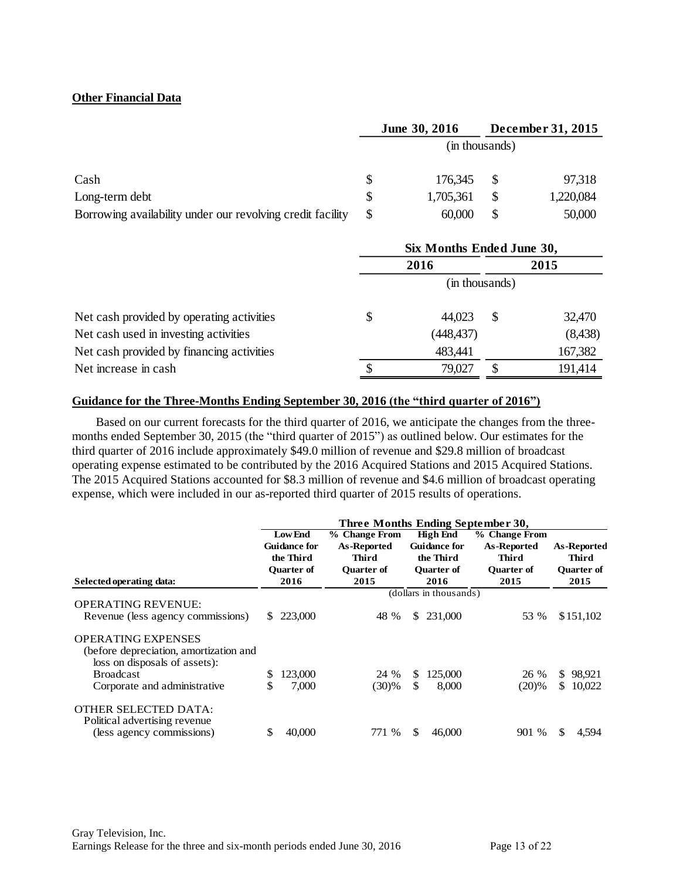**Other Financial Data**

| | June 30, 2016 | December 31, 2015 |
|---|---|---|
| | (in thousands) | |
| Cash | $ 176,345 | $ 97,318 |
| Long-term debt | $ 1,705,361 | $ 1,220,084 |
| Borrowing availability under our revolving credit facility | $ 60,000 | $ 50,000 |

| | Six Months Ended June 30, | |
|---|---|---|
| | 2016 | 2015 |
| | (in thousands) | |
| Net cash provided by operating activities | $ 44,023 | $ 32,470 |
| Net cash used in investing activities | (448,437) | (8,438) |
| Net cash provided by financing activities | 483,441 | 167,382 |
| Net increase in cash | $ 79,027 | $ 191,414 |

**Guidance for the Three-Months Ending September 30, 2016 (the "third quarter of 2016")**

Based on our current forecasts for the third quarter of 2016, we anticipate the changes from the three-months ended September 30, 2015 (the "third quarter of 2015") as outlined below. Our estimates for the third quarter of 2016 include approximately $49.0 million of revenue and $29.8 million of broadcast operating expense estimated to be contributed by the 2016 Acquired Stations and 2015 Acquired Stations. The 2015 Acquired Stations accounted for $8.3 million of revenue and $4.6 million of broadcast operating expense, which were included in our as-reported third quarter of 2015 results of operations.

| | Three Months Ending September 30, | | | | |
|---|---|---|---|---|---|
| Selected operating data: | Low End Guidance for the Third Quarter of 2016 | % Change From As-Reported Third Quarter of 2015 | High End Guidance for the Third Quarter of 2016 | % Change From As-Reported Third Quarter of 2015 | As-Reported Third Quarter of 2015 |
| | (dollars in thousands) | | | | |
| OPERATING REVENUE: | | | | | |
| Revenue (less agency commissions) | $ 223,000 | 48 % | $ 231,000 | 53 % | $151,102 |
| OPERATING EXPENSES (before depreciation, amortization and loss on disposals of assets): | | | | | |
| Broadcast | $ 123,000 | 24 % | $ 125,000 | 26 % | $ 98,921 |
| Corporate and administrative | $ 7,000 | (30)% | $ 8,000 | (20)% | $ 10,022 |
| OTHER SELECTED DATA: | | | | | |
| Political advertising revenue (less agency commissions) | $ 40,000 | 771 % | $ 46,000 | 901 % | $ 4,594 |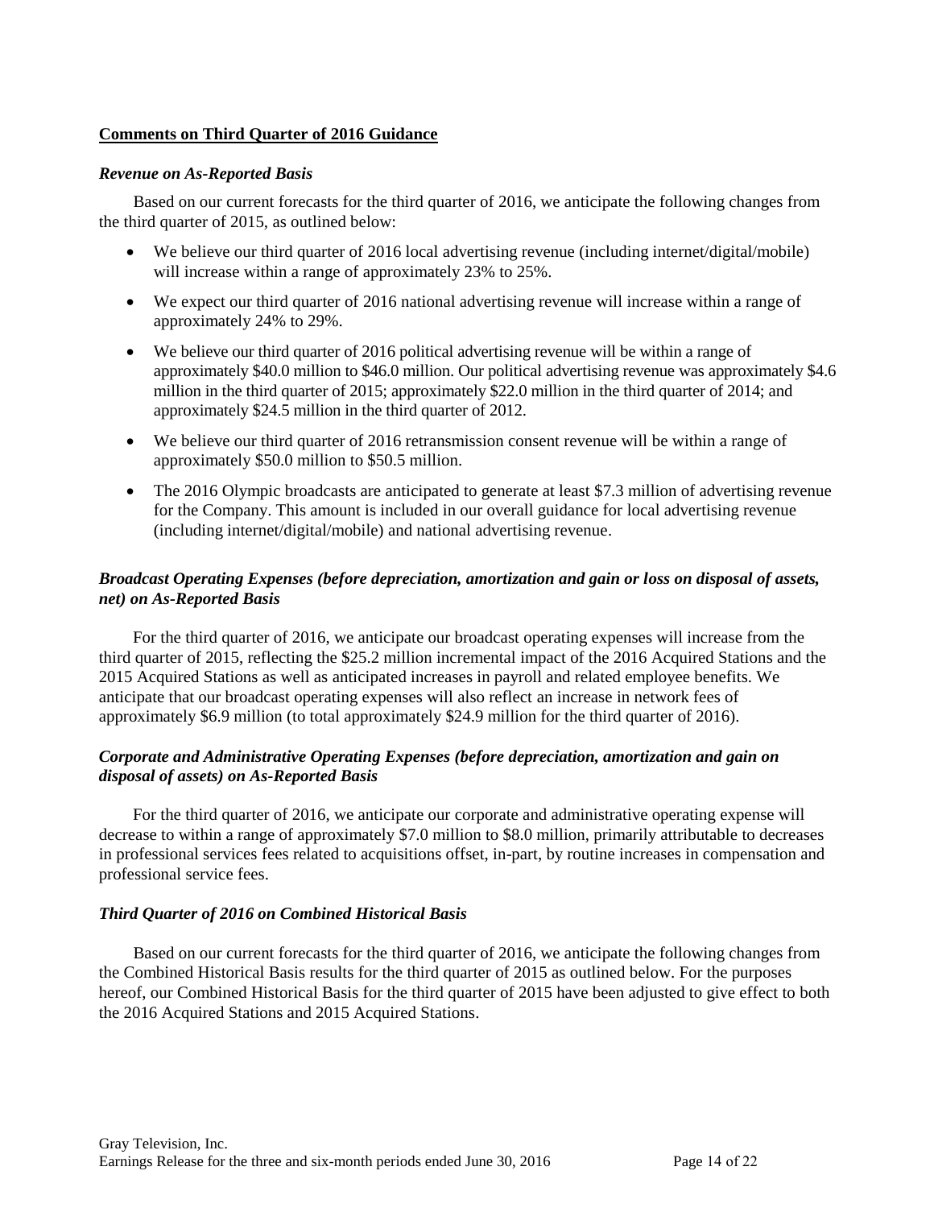**Comments on Third Quarter of 2016 Guidance**

***Revenue on As-Reported Basis***

Based on our current forecasts for the third quarter of 2016, we anticipate the following changes from the third quarter of 2015, as outlined below:

- We believe our third quarter of 2016 local advertising revenue (including internet/digital/mobile) will increase within a range of approximately 23% to 25%.
- We expect our third quarter of 2016 national advertising revenue will increase within a range of approximately 24% to 29%.
- We believe our third quarter of 2016 political advertising revenue will be within a range of approximately $40.0 million to $46.0 million. Our political advertising revenue was approximately $4.6 million in the third quarter of 2015; approximately $22.0 million in the third quarter of 2014; and approximately $24.5 million in the third quarter of 2012.
- We believe our third quarter of 2016 retransmission consent revenue will be within a range of approximately $50.0 million to $50.5 million.
- The 2016 Olympic broadcasts are anticipated to generate at least $7.3 million of advertising revenue for the Company. This amount is included in our overall guidance for local advertising revenue (including internet/digital/mobile) and national advertising revenue.

***Broadcast Operating Expenses (before depreciation, amortization and gain or loss on disposal of assets, net) on As-Reported Basis***

For the third quarter of 2016, we anticipate our broadcast operating expenses will increase from the third quarter of 2015, reflecting the $25.2 million incremental impact of the 2016 Acquired Stations and the 2015 Acquired Stations as well as anticipated increases in payroll and related employee benefits. We anticipate that our broadcast operating expenses will also reflect an increase in network fees of approximately $6.9 million (to total approximately $24.9 million for the third quarter of 2016).

***Corporate and Administrative Operating Expenses (before depreciation, amortization and gain on disposal of assets) on As-Reported Basis***

For the third quarter of 2016, we anticipate our corporate and administrative operating expense will decrease to within a range of approximately $7.0 million to $8.0 million, primarily attributable to decreases in professional services fees related to acquisitions offset, in-part, by routine increases in compensation and professional service fees.

***Third Quarter of 2016 on Combined Historical Basis***

Based on our current forecasts for the third quarter of 2016, we anticipate the following changes from the Combined Historical Basis results for the third quarter of 2015 as outlined below. For the purposes hereof, our Combined Historical Basis for the third quarter of 2015 have been adjusted to give effect to both the 2016 Acquired Stations and 2015 Acquired Stations.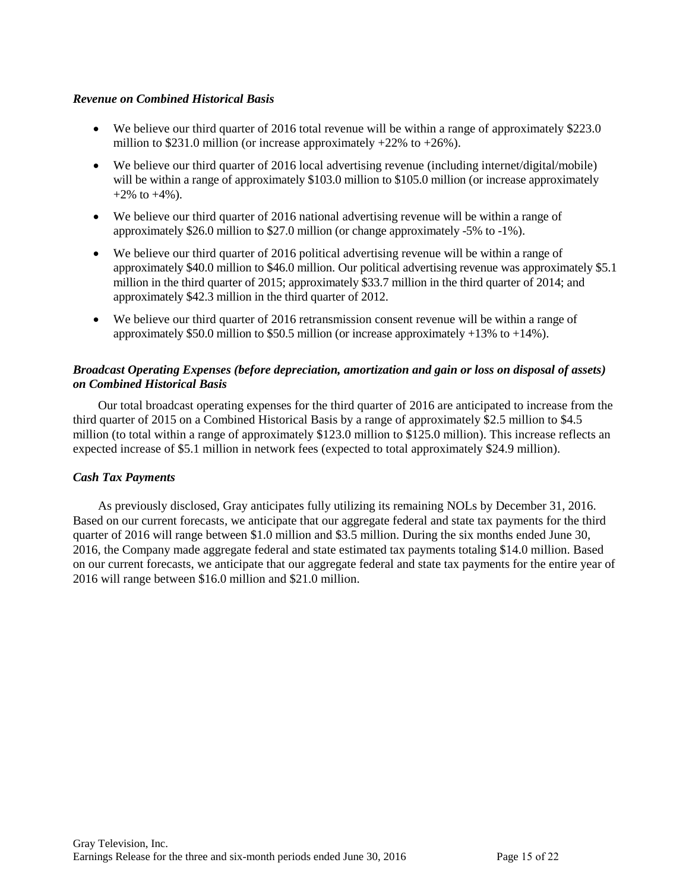***Revenue on Combined Historical Basis***

- We believe our third quarter of 2016 total revenue will be within a range of approximately \$223.0 million to \$231.0 million (or increase approximately +22% to +26%).
- We believe our third quarter of 2016 local advertising revenue (including internet/digital/mobile) will be within a range of approximately \$103.0 million to \$105.0 million (or increase approximately +2% to +4%).
- We believe our third quarter of 2016 national advertising revenue will be within a range of approximately \$26.0 million to \$27.0 million (or change approximately -5% to -1%).
- We believe our third quarter of 2016 political advertising revenue will be within a range of approximately \$40.0 million to \$46.0 million. Our political advertising revenue was approximately \$5.1 million in the third quarter of 2015; approximately \$33.7 million in the third quarter of 2014; and approximately \$42.3 million in the third quarter of 2012.
- We believe our third quarter of 2016 retransmission consent revenue will be within a range of approximately \$50.0 million to \$50.5 million (or increase approximately +13% to +14%).

***Broadcast Operating Expenses (before depreciation, amortization and gain or loss on disposal of assets) on Combined Historical Basis***

Our total broadcast operating expenses for the third quarter of 2016 are anticipated to increase from the third quarter of 2015 on a Combined Historical Basis by a range of approximately \$2.5 million to \$4.5 million (to total within a range of approximately \$123.0 million to \$125.0 million). This increase reflects an expected increase of \$5.1 million in network fees (expected to total approximately \$24.9 million).

***Cash Tax Payments***

As previously disclosed, Gray anticipates fully utilizing its remaining NOLs by December 31, 2016. Based on our current forecasts, we anticipate that our aggregate federal and state tax payments for the third quarter of 2016 will range between \$1.0 million and \$3.5 million. During the six months ended June 30, 2016, the Company made aggregate federal and state estimated tax payments totaling \$14.0 million. Based on our current forecasts, we anticipate that our aggregate federal and state tax payments for the entire year of 2016 will range between \$16.0 million and \$21.0 million.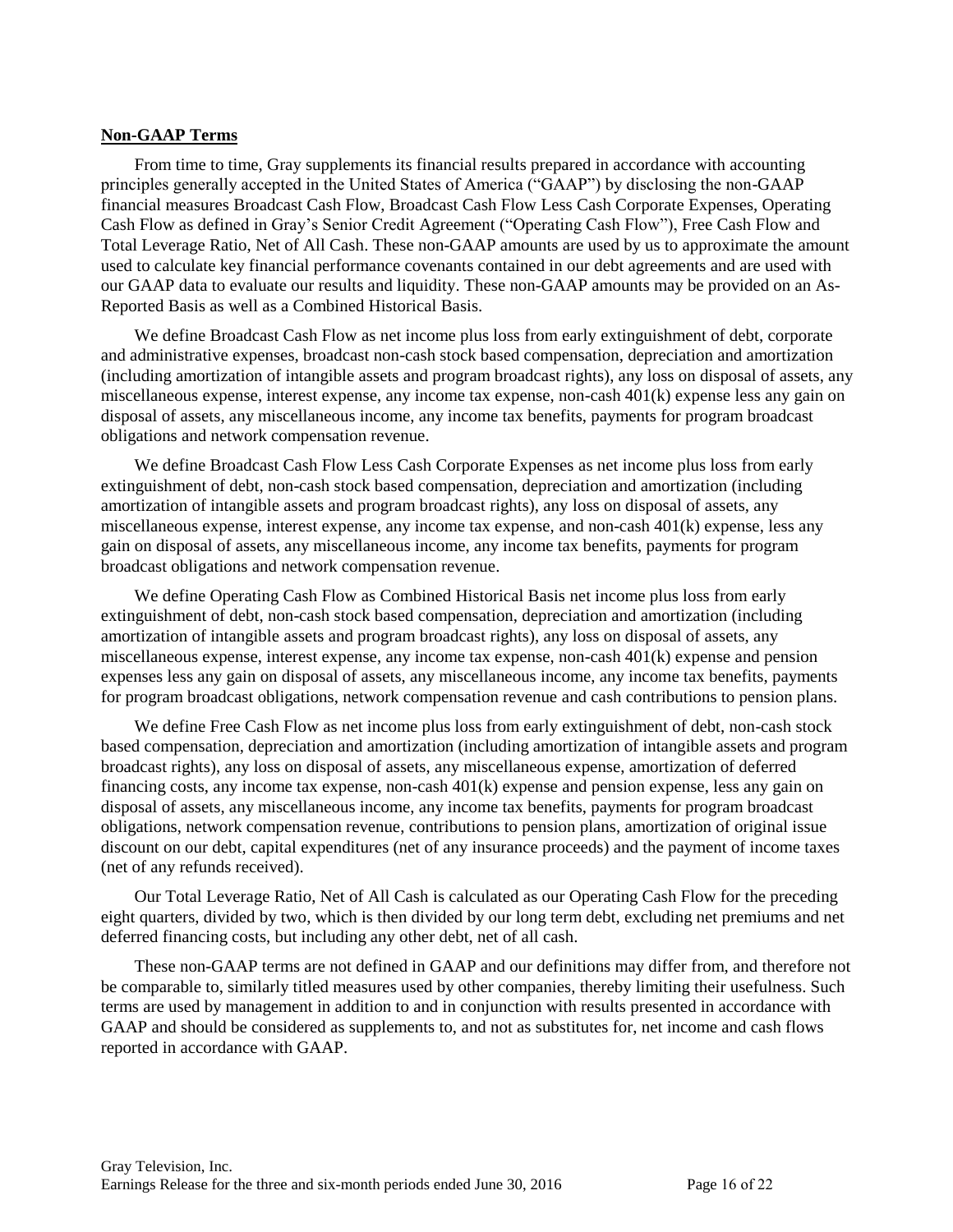## Non-GAAP Terms

From time to time, Gray supplements its financial results prepared in accordance with accounting principles generally accepted in the United States of America ("GAAP") by disclosing the non-GAAP financial measures Broadcast Cash Flow, Broadcast Cash Flow Less Cash Corporate Expenses, Operating Cash Flow as defined in Gray's Senior Credit Agreement ("Operating Cash Flow"), Free Cash Flow and Total Leverage Ratio, Net of All Cash. These non-GAAP amounts are used by us to approximate the amount used to calculate key financial performance covenants contained in our debt agreements and are used with our GAAP data to evaluate our results and liquidity. These non-GAAP amounts may be provided on an As-Reported Basis as well as a Combined Historical Basis.

We define Broadcast Cash Flow as net income plus loss from early extinguishment of debt, corporate and administrative expenses, broadcast non-cash stock based compensation, depreciation and amortization (including amortization of intangible assets and program broadcast rights), any loss on disposal of assets, any miscellaneous expense, interest expense, any income tax expense, non-cash 401(k) expense less any gain on disposal of assets, any miscellaneous income, any income tax benefits, payments for program broadcast obligations and network compensation revenue.

We define Broadcast Cash Flow Less Cash Corporate Expenses as net income plus loss from early extinguishment of debt, non-cash stock based compensation, depreciation and amortization (including amortization of intangible assets and program broadcast rights), any loss on disposal of assets, any miscellaneous expense, interest expense, any income tax expense, and non-cash 401(k) expense, less any gain on disposal of assets, any miscellaneous income, any income tax benefits, payments for program broadcast obligations and network compensation revenue.

We define Operating Cash Flow as Combined Historical Basis net income plus loss from early extinguishment of debt, non-cash stock based compensation, depreciation and amortization (including amortization of intangible assets and program broadcast rights), any loss on disposal of assets, any miscellaneous expense, interest expense, any income tax expense, non-cash 401(k) expense and pension expenses less any gain on disposal of assets, any miscellaneous income, any income tax benefits, payments for program broadcast obligations, network compensation revenue and cash contributions to pension plans.

We define Free Cash Flow as net income plus loss from early extinguishment of debt, non-cash stock based compensation, depreciation and amortization (including amortization of intangible assets and program broadcast rights), any loss on disposal of assets, any miscellaneous expense, amortization of deferred financing costs, any income tax expense, non-cash 401(k) expense and pension expense, less any gain on disposal of assets, any miscellaneous income, any income tax benefits, payments for program broadcast obligations, network compensation revenue, contributions to pension plans, amortization of original issue discount on our debt, capital expenditures (net of any insurance proceeds) and the payment of income taxes (net of any refunds received).

Our Total Leverage Ratio, Net of All Cash is calculated as our Operating Cash Flow for the preceding eight quarters, divided by two, which is then divided by our long term debt, excluding net premiums and net deferred financing costs, but including any other debt, net of all cash.

These non-GAAP terms are not defined in GAAP and our definitions may differ from, and therefore not be comparable to, similarly titled measures used by other companies, thereby limiting their usefulness. Such terms are used by management in addition to and in conjunction with results presented in accordance with GAAP and should be considered as supplements to, and not as substitutes for, net income and cash flows reported in accordance with GAAP.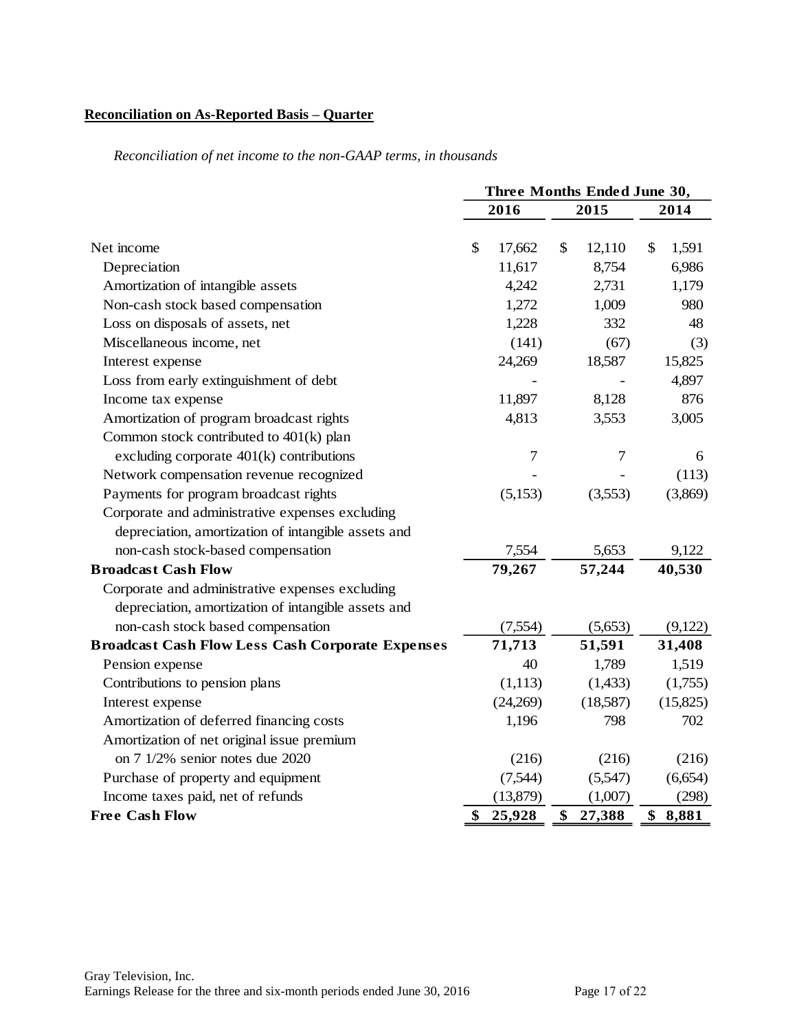**Reconciliation on As-Reported Basis – Quarter**

*Reconciliation of net income to the non-GAAP terms, in thousands*

| | Three Months Ended June 30, | | |
|---|---|---|---|
| | 2016 | 2015 | 2014 |
| Net income | $ 17,662 | $ 12,110 | $ 1,591 |
| Depreciation | 11,617 | 8,754 | 6,986 |
| Amortization of intangible assets | 4,242 | 2,731 | 1,179 |
| Non-cash stock based compensation | 1,272 | 1,009 | 980 |
| Loss on disposals of assets, net | 1,228 | 332 | 48 |
| Miscellaneous income, net | (141) | (67) | (3) |
| Interest expense | 24,269 | 18,587 | 15,825 |
| Loss from early extinguishment of debt | - | - | 4,897 |
| Income tax expense | 11,897 | 8,128 | 876 |
| Amortization of program broadcast rights | 4,813 | 3,553 | 3,005 |
| Common stock contributed to 401(k) plan excluding corporate 401(k) contributions | 7 | 7 | 6 |
| Network compensation revenue recognized | - | - | (113) |
| Payments for program broadcast rights | (5,153) | (3,553) | (3,869) |
| Corporate and administrative expenses excluding depreciation, amortization of intangible assets and non-cash stock-based compensation | 7,554 | 5,653 | 9,122 |
| **Broadcast Cash Flow** | **79,267** | **57,244** | **40,530** |
| Corporate and administrative expenses excluding depreciation, amortization of intangible assets and non-cash stock based compensation | (7,554) | (5,653) | (9,122) |
| **Broadcast Cash Flow Less Cash Corporate Expenses** | **71,713** | **51,591** | **31,408** |
| Pension expense | 40 | 1,789 | 1,519 |
| Contributions to pension plans | (1,113) | (1,433) | (1,755) |
| Interest expense | (24,269) | (18,587) | (15,825) |
| Amortization of deferred financing costs | 1,196 | 798 | 702 |
| Amortization of net original issue premium on 7 1/2% senior notes due 2020 | (216) | (216) | (216) |
| Purchase of property and equipment | (7,544) | (5,547) | (6,654) |
| Income taxes paid, net of refunds | (13,879) | (1,007) | (298) |
| **Free Cash Flow** | **$ 25,928** | **$ 27,388** | **$ 8,881** |

Gray Television, Inc.
Earnings Release for the three and six-month periods ended June 30, 2016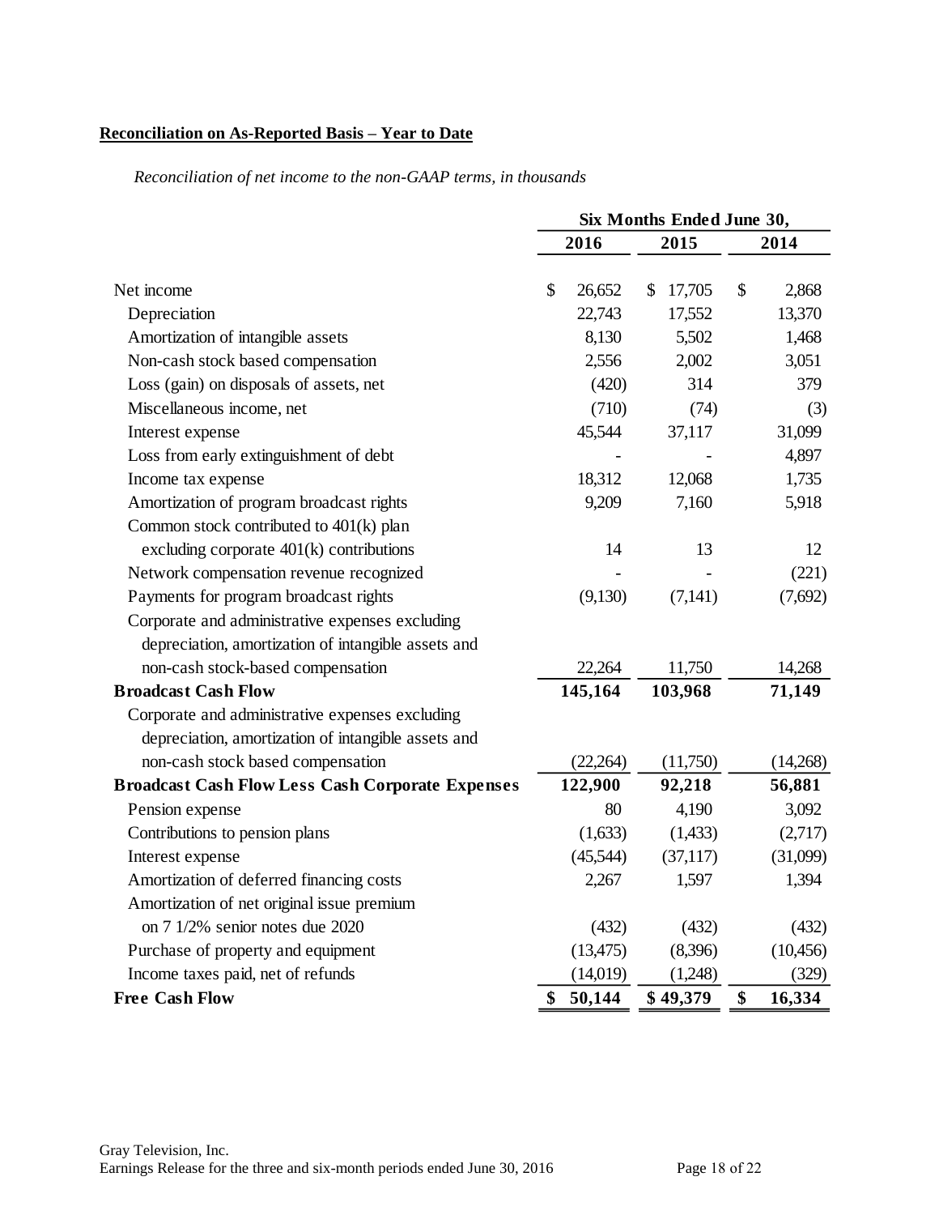**Reconciliation on As-Reported Basis – Year to Date**

*Reconciliation of net income to the non-GAAP terms, in thousands*

| | Six Months Ended June 30, | | |
|---|---|---|---|
| | 2016 | 2015 | 2014 |
| Net income | $ 26,652 | $ 17,705 | $ 2,868 |
| Depreciation | 22,743 | 17,552 | 13,370 |
| Amortization of intangible assets | 8,130 | 5,502 | 1,468 |
| Non-cash stock based compensation | 2,556 | 2,002 | 3,051 |
| Loss (gain) on disposals of assets, net | (420) | 314 | 379 |
| Miscellaneous income, net | (710) | (74) | (3) |
| Interest expense | 45,544 | 37,117 | 31,099 |
| Loss from early extinguishment of debt | - | - | 4,897 |
| Income tax expense | 18,312 | 12,068 | 1,735 |
| Amortization of program broadcast rights | 9,209 | 7,160 | 5,918 |
| Common stock contributed to 401(k) plan excluding corporate 401(k) contributions | 14 | 13 | 12 |
| Network compensation revenue recognized | - | - | (221) |
| Payments for program broadcast rights | (9,130) | (7,141) | (7,692) |
| Corporate and administrative expenses excluding depreciation, amortization of intangible assets and non-cash stock-based compensation | 22,264 | 11,750 | 14,268 |
| **Broadcast Cash Flow** | **145,164** | **103,968** | **71,149** |
| Corporate and administrative expenses excluding depreciation, amortization of intangible assets and non-cash stock based compensation | (22,264) | (11,750) | (14,268) |
| **Broadcast Cash Flow Less Cash Corporate Expenses** | **122,900** | **92,218** | **56,881** |
| Pension expense | 80 | 4,190 | 3,092 |
| Contributions to pension plans | (1,633) | (1,433) | (2,717) |
| Interest expense | (45,544) | (37,117) | (31,099) |
| Amortization of deferred financing costs | 2,267 | 1,597 | 1,394 |
| Amortization of net original issue premium on 7 1/2% senior notes due 2020 | (432) | (432) | (432) |
| Purchase of property and equipment | (13,475) | (8,396) | (10,456) |
| Income taxes paid, net of refunds | (14,019) | (1,248) | (329) |
| **Free Cash Flow** | **$ 50,144** | **$ 49,379** | **$ 16,334** |

Gray Television, Inc.
Earnings Release for the three and six-month periods ended June 30, 2016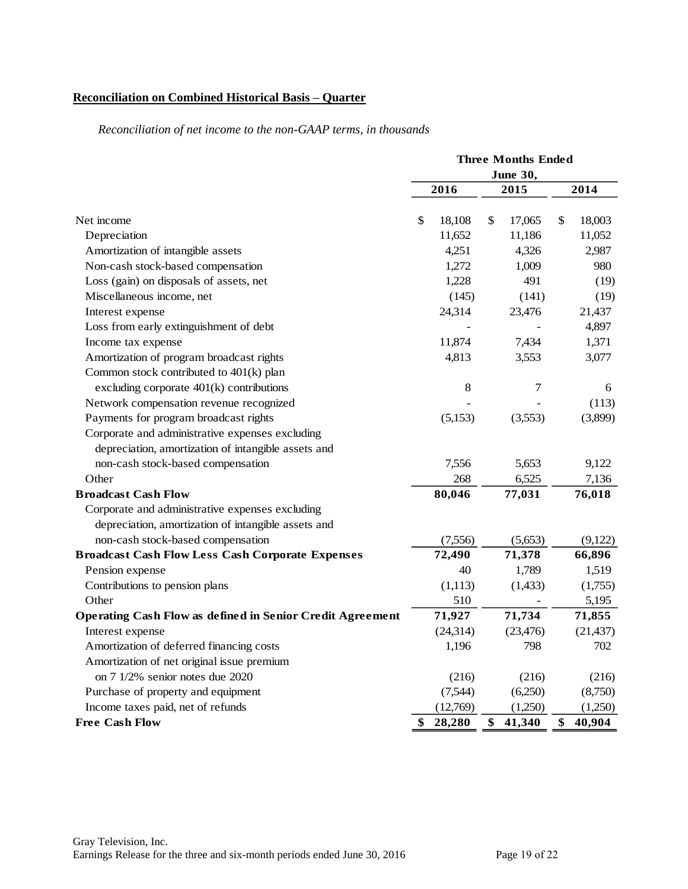**Reconciliation on Combined Historical Basis – Quarter**

*Reconciliation of net income to the non-GAAP terms, in thousands*

| | Three Months Ended June 30, | | |
|---|---|---|---|
| | 2016 | 2015 | 2014 |
| Net income | $ 18,108 | $ 17,065 | $ 18,003 |
| Depreciation | 11,652 | 11,186 | 11,052 |
| Amortization of intangible assets | 4,251 | 4,326 | 2,987 |
| Non-cash stock-based compensation | 1,272 | 1,009 | 980 |
| Loss (gain) on disposals of assets, net | 1,228 | 491 | (19) |
| Miscellaneous income, net | (145) | (141) | (19) |
| Interest expense | 24,314 | 23,476 | 21,437 |
| Loss from early extinguishment of debt | - | - | 4,897 |
| Income tax expense | 11,874 | 7,434 | 1,371 |
| Amortization of program broadcast rights | 4,813 | 3,553 | 3,077 |
| Common stock contributed to 401(k) plan excluding corporate 401(k) contributions | 8 | 7 | 6 |
| Network compensation revenue recognized | - | - | (113) |
| Payments for program broadcast rights | (5,153) | (3,553) | (3,899) |
| Corporate and administrative expenses excluding depreciation, amortization of intangible assets and non-cash stock-based compensation | 7,556 | 5,653 | 9,122 |
| Other | 268 | 6,525 | 7,136 |
| **Broadcast Cash Flow** | **80,046** | **77,031** | **76,018** |
| Corporate and administrative expenses excluding depreciation, amortization of intangible assets and non-cash stock-based compensation | (7,556) | (5,653) | (9,122) |
| **Broadcast Cash Flow Less Cash Corporate Expenses** | **72,490** | **71,378** | **66,896** |
| Pension expense | 40 | 1,789 | 1,519 |
| Contributions to pension plans | (1,113) | (1,433) | (1,755) |
| Other | 510 | - | 5,195 |
| **Operating Cash Flow as defined in Senior Credit Agreement** | **71,927** | **71,734** | **71,855** |
| Interest expense | (24,314) | (23,476) | (21,437) |
| Amortization of deferred financing costs | 1,196 | 798 | 702 |
| Amortization of net original issue premium on 7 1/2% senior notes due 2020 | (216) | (216) | (216) |
| Purchase of property and equipment | (7,544) | (6,250) | (8,750) |
| Income taxes paid, net of refunds | (12,769) | (1,250) | (1,250) |
| **Free Cash Flow** | **$ 28,280** | **$ 41,340** | **$ 40,904** |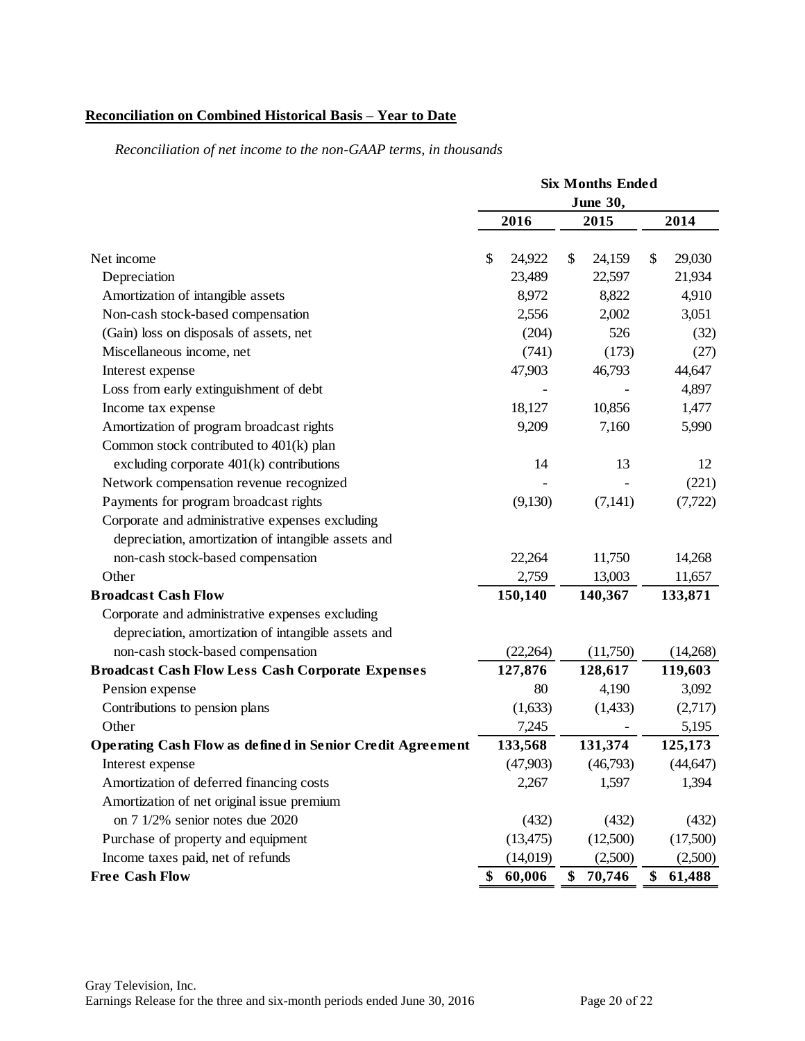**Reconciliation on Combined Historical Basis – Year to Date**

*Reconciliation of net income to the non-GAAP terms, in thousands*

| | Six Months Ended June 30, | | |
|---|---|---|---|
| | 2016 | 2015 | 2014 |
| Net income | $ 24,922 | $ 24,159 | $ 29,030 |
| Depreciation | 23,489 | 22,597 | 21,934 |
| Amortization of intangible assets | 8,972 | 8,822 | 4,910 |
| Non-cash stock-based compensation | 2,556 | 2,002 | 3,051 |
| (Gain) loss on disposals of assets, net | (204) | 526 | (32) |
| Miscellaneous income, net | (741) | (173) | (27) |
| Interest expense | 47,903 | 46,793 | 44,647 |
| Loss from early extinguishment of debt | - | - | 4,897 |
| Income tax expense | 18,127 | 10,856 | 1,477 |
| Amortization of program broadcast rights | 9,209 | 7,160 | 5,990 |
| Common stock contributed to 401(k) plan excluding corporate 401(k) contributions | 14 | 13 | 12 |
| Network compensation revenue recognized | - | - | (221) |
| Payments for program broadcast rights | (9,130) | (7,141) | (7,722) |
| Corporate and administrative expenses excluding depreciation, amortization of intangible assets and non-cash stock-based compensation | 22,264 | 11,750 | 14,268 |
| Other | 2,759 | 13,003 | 11,657 |
| **Broadcast Cash Flow** | **150,140** | **140,367** | **133,871** |
| Corporate and administrative expenses excluding depreciation, amortization of intangible assets and non-cash stock-based compensation | (22,264) | (11,750) | (14,268) |
| **Broadcast Cash Flow Less Cash Corporate Expenses** | **127,876** | **128,617** | **119,603** |
| Pension expense | 80 | 4,190 | 3,092 |
| Contributions to pension plans | (1,633) | (1,433) | (2,717) |
| Other | 7,245 | - | 5,195 |
| **Operating Cash Flow as defined in Senior Credit Agreement** | **133,568** | **131,374** | **125,173** |
| Interest expense | (47,903) | (46,793) | (44,647) |
| Amortization of deferred financing costs | 2,267 | 1,597 | 1,394 |
| Amortization of net original issue premium on 7 1/2% senior notes due 2020 | (432) | (432) | (432) |
| Purchase of property and equipment | (13,475) | (12,500) | (17,500) |
| Income taxes paid, net of refunds | (14,019) | (2,500) | (2,500) |
| **Free Cash Flow** | **$ 60,006** | **$ 70,746** | **$ 61,488** |

Gray Television, Inc.
Earnings Release for the three and six-month periods ended June 30, 2016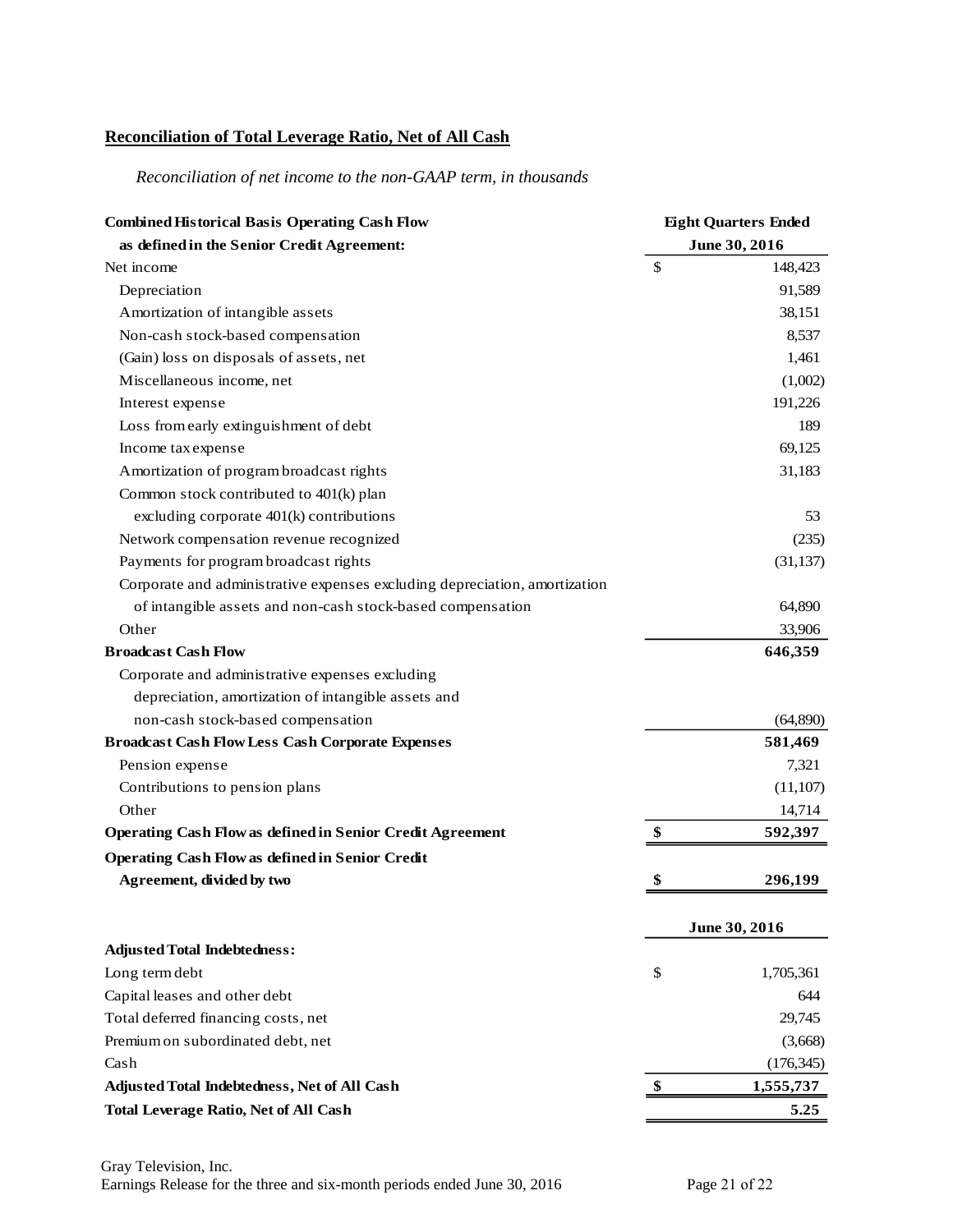## Reconciliation of Total Leverage Ratio, Net of All Cash

*Reconciliation of net income to the non-GAAP term, in thousands*

| **Combined Historical Basis Operating Cash Flow as defined in the Senior Credit Agreement:** | **Eight Quarters Ended June 30, 2016** |
|---|---|
| Net income | $ 148,423 |
| Depreciation | 91,589 |
| Amortization of intangible assets | 38,151 |
| Non-cash stock-based compensation | 8,537 |
| (Gain) loss on disposals of assets, net | 1,461 |
| Miscellaneous income, net | (1,002) |
| Interest expense | 191,226 |
| Loss from early extinguishment of debt | 189 |
| Income tax expense | 69,125 |
| Amortization of program broadcast rights | 31,183 |
| Common stock contributed to 401(k) plan excluding corporate 401(k) contributions | 53 |
| Network compensation revenue recognized | (235) |
| Payments for program broadcast rights | (31,137) |
| Corporate and administrative expenses excluding depreciation, amortization of intangible assets and non-cash stock-based compensation | 64,890 |
| Other | 33,906 |
| **Broadcast Cash Flow** | **646,359** |
| Corporate and administrative expenses excluding depreciation, amortization of intangible assets and non-cash stock-based compensation | (64,890) |
| **Broadcast Cash Flow Less Cash Corporate Expenses** | **581,469** |
| Pension expense | 7,321 |
| Contributions to pension plans | (11,107) |
| Other | 14,714 |
| **Operating Cash Flow as defined in Senior Credit Agreement** | **$ 592,397** |
| **Operating Cash Flow as defined in Senior Credit Agreement, divided by two** | **$ 296,199** |

| **Adjusted Total Indebtedness:** | **June 30, 2016** |
|---|---|
| Long term debt | $ 1,705,361 |
| Capital leases and other debt | 644 |
| Total deferred financing costs, net | 29,745 |
| Premium on subordinated debt, net | (3,668) |
| Cash | (176,345) |
| **Adjusted Total Indebtedness, Net of All Cash** | **$ 1,555,737** |
| **Total Leverage Ratio, Net of All Cash** | **5.25** |

Gray Television, Inc.
Earnings Release for the three and six-month periods ended June 30, 2016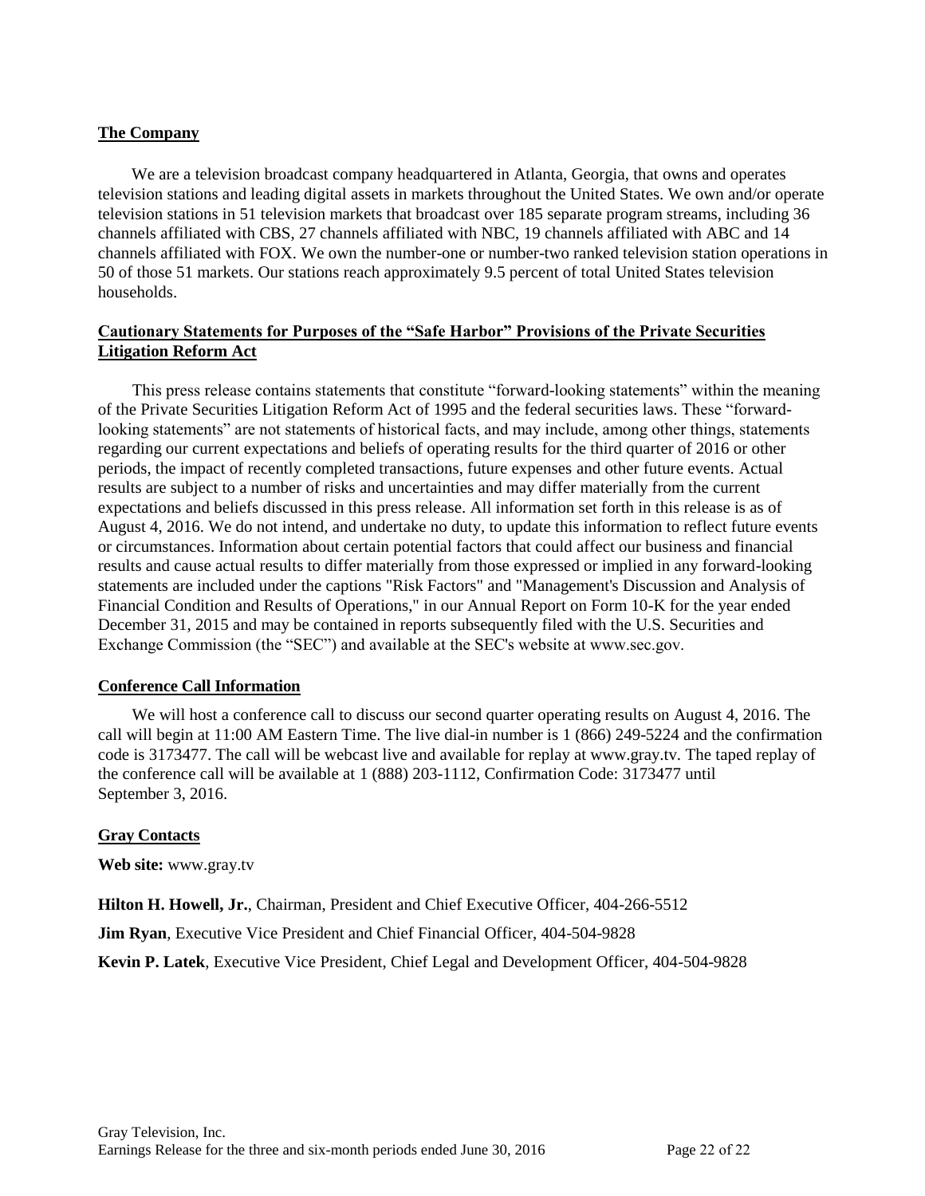## The Company

We are a television broadcast company headquartered in Atlanta, Georgia, that owns and operates television stations and leading digital assets in markets throughout the United States. We own and/or operate television stations in 51 television markets that broadcast over 185 separate program streams, including 36 channels affiliated with CBS, 27 channels affiliated with NBC, 19 channels affiliated with ABC and 14 channels affiliated with FOX. We own the number-one or number-two ranked television station operations in 50 of those 51 markets. Our stations reach approximately 9.5 percent of total United States television households.

## Cautionary Statements for Purposes of the "Safe Harbor" Provisions of the Private Securities Litigation Reform Act

This press release contains statements that constitute "forward-looking statements" within the meaning of the Private Securities Litigation Reform Act of 1995 and the federal securities laws. These "forward-looking statements" are not statements of historical facts, and may include, among other things, statements regarding our current expectations and beliefs of operating results for the third quarter of 2016 or other periods, the impact of recently completed transactions, future expenses and other future events. Actual results are subject to a number of risks and uncertainties and may differ materially from the current expectations and beliefs discussed in this press release. All information set forth in this release is as of August 4, 2016. We do not intend, and undertake no duty, to update this information to reflect future events or circumstances. Information about certain potential factors that could affect our business and financial results and cause actual results to differ materially from those expressed or implied in any forward-looking statements are included under the captions "Risk Factors" and "Management's Discussion and Analysis of Financial Condition and Results of Operations," in our Annual Report on Form 10-K for the year ended December 31, 2015 and may be contained in reports subsequently filed with the U.S. Securities and Exchange Commission (the "SEC") and available at the SEC's website at www.sec.gov.

## Conference Call Information

We will host a conference call to discuss our second quarter operating results on August 4, 2016. The call will begin at 11:00 AM Eastern Time. The live dial-in number is 1 (866) 249-5224 and the confirmation code is 3173477. The call will be webcast live and available for replay at www.gray.tv. The taped replay of the conference call will be available at 1 (888) 203-1112, Confirmation Code: 3173477 until September 3, 2016.

## Gray Contacts

**Web site:** www.gray.tv

**Hilton H. Howell, Jr.**, Chairman, President and Chief Executive Officer, 404-266-5512

**Jim Ryan**, Executive Vice President and Chief Financial Officer, 404-504-9828

**Kevin P. Latek**, Executive Vice President, Chief Legal and Development Officer, 404-504-9828